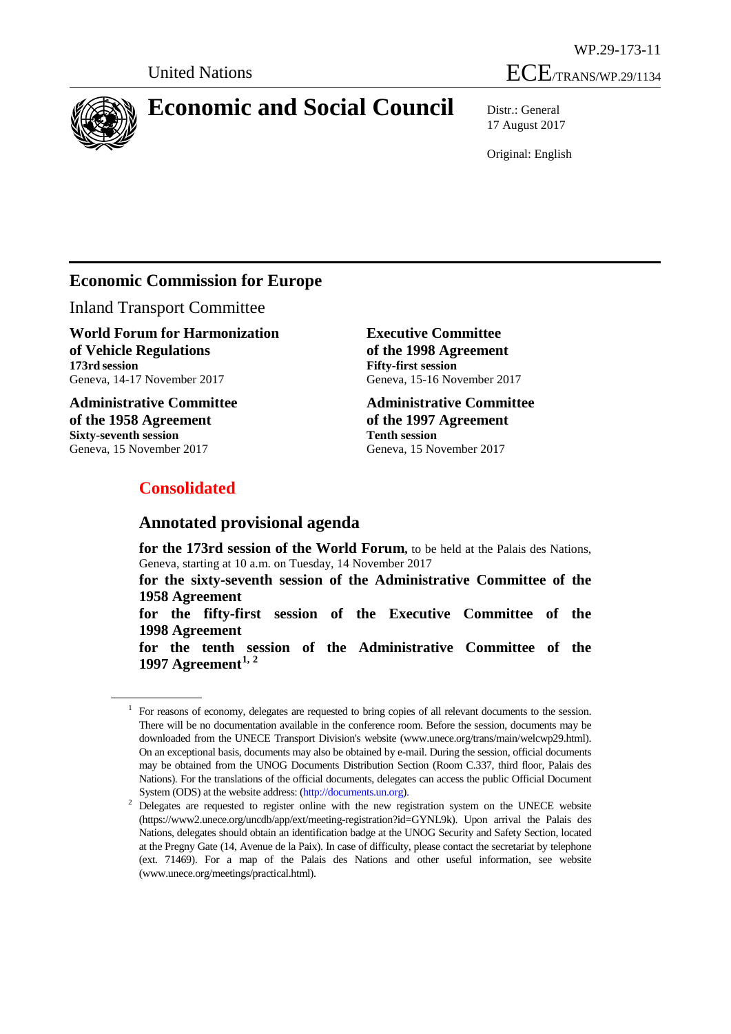WP.29-173-11

United Nations

ECE/TRANS/WP.29/1134

# Economic and Social Council

Distr.: General
17 August 2017

Original: English

## Economic Commission for Europe

Inland Transport Committee

**World Forum for Harmonization of Vehicle Regulations**
**173rd session**
Geneva, 14-17 November 2017

**Administrative Committee of the 1958 Agreement**
**Sixty-seventh session**
Geneva, 15 November 2017

**Executive Committee of the 1998 Agreement**
**Fifty-first session**
Geneva, 15-16 November 2017

**Administrative Committee of the 1997 Agreement**
**Tenth session**
Geneva, 15 November 2017

**Consolidated**

## Annotated provisional agenda

**for the 173rd session of the World Forum,** to be held at the Palais des Nations, Geneva, starting at 10 a.m. on Tuesday, 14 November 2017

**for the sixty-seventh session of the Administrative Committee of the 1958 Agreement**

**for the fifty-first session of the Executive Committee of the 1998 Agreement**

**for the tenth session of the Administrative Committee of the 1997 Agreement**[1, 2]

---

[1] For reasons of economy, delegates are requested to bring copies of all relevant documents to the session. There will be no documentation available in the conference room. Before the session, documents may be downloaded from the UNECE Transport Division's website (www.unece.org/trans/main/welcwp29.html). On an exceptional basis, documents may also be obtained by e-mail. During the session, official documents may be obtained from the UNOG Documents Distribution Section (Room C.337, third floor, Palais des Nations). For the translations of the official documents, delegates can access the public Official Document System (ODS) at the website address: (http://documents.un.org).

[2] Delegates are requested to register online with the new registration system on the UNECE website (https://www2.unece.org/uncdb/app/ext/meeting-registration?id=GYNL9k). Upon arrival the Palais des Nations, delegates should obtain an identification badge at the UNOG Security and Safety Section, located at the Pregny Gate (14, Avenue de la Paix). In case of difficulty, please contact the secretariat by telephone (ext. 71469). For a map of the Palais des Nations and other useful information, see website (www.unece.org/meetings/practical.html).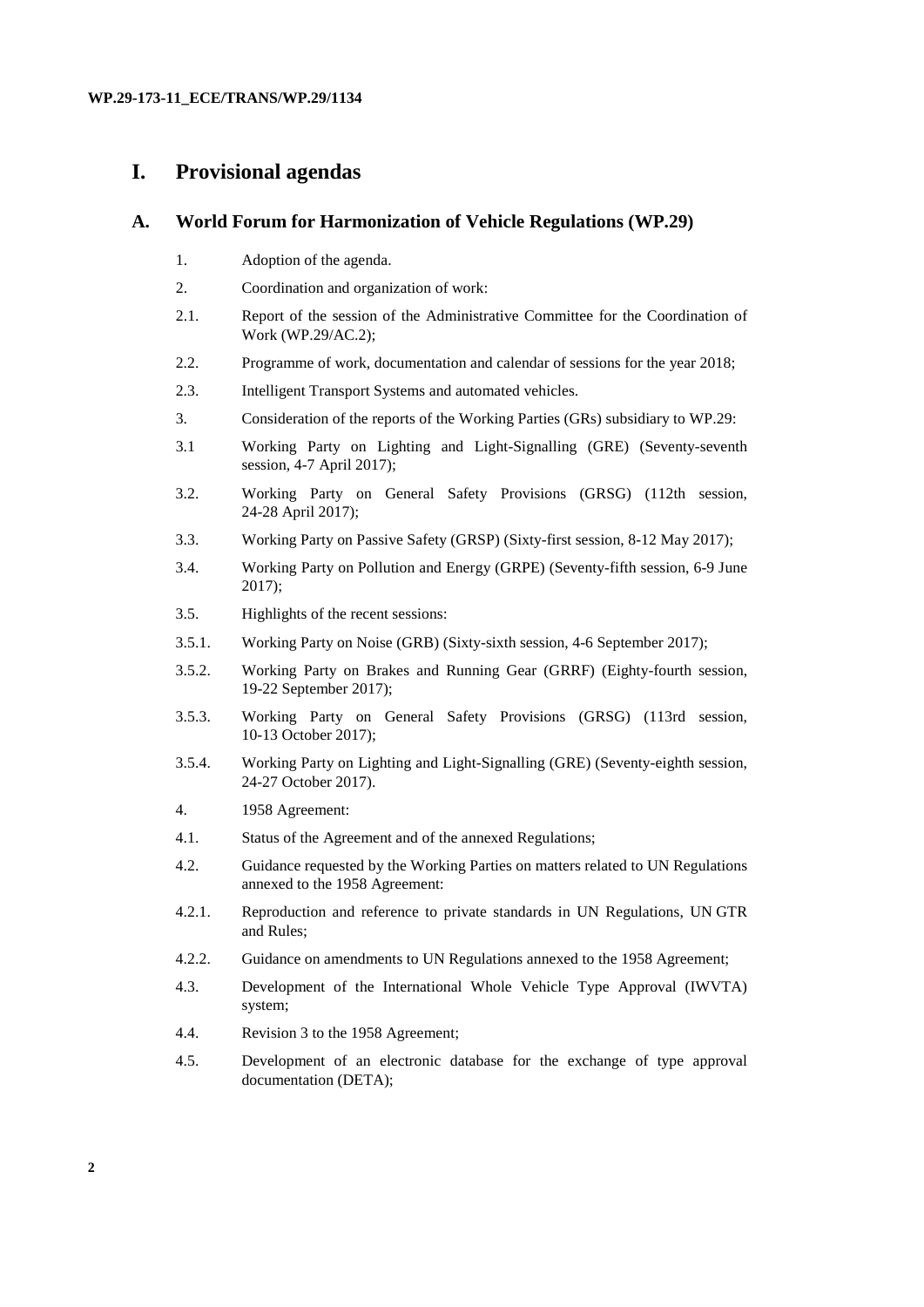# I. Provisional agendas

## A. World Forum for Harmonization of Vehicle Regulations (WP.29)

1. Adoption of the agenda.

2. Coordination and organization of work:

2.1. Report of the session of the Administrative Committee for the Coordination of Work (WP.29/AC.2);

2.2. Programme of work, documentation and calendar of sessions for the year 2018;

2.3. Intelligent Transport Systems and automated vehicles.

3. Consideration of the reports of the Working Parties (GRs) subsidiary to WP.29:

3.1 Working Party on Lighting and Light-Signalling (GRE) (Seventy-seventh session, 4-7 April 2017);

3.2. Working Party on General Safety Provisions (GRSG) (112th session, 24-28 April 2017);

3.3. Working Party on Passive Safety (GRSP) (Sixty-first session, 8-12 May 2017);

3.4. Working Party on Pollution and Energy (GRPE) (Seventy-fifth session, 6-9 June 2017);

3.5. Highlights of the recent sessions:

3.5.1. Working Party on Noise (GRB) (Sixty-sixth session, 4-6 September 2017);

3.5.2. Working Party on Brakes and Running Gear (GRRF) (Eighty-fourth session, 19-22 September 2017);

3.5.3. Working Party on General Safety Provisions (GRSG) (113rd session, 10-13 October 2017);

3.5.4. Working Party on Lighting and Light-Signalling (GRE) (Seventy-eighth session, 24-27 October 2017).

4. 1958 Agreement:

4.1. Status of the Agreement and of the annexed Regulations;

4.2. Guidance requested by the Working Parties on matters related to UN Regulations annexed to the 1958 Agreement:

4.2.1. Reproduction and reference to private standards in UN Regulations, UN GTR and Rules;

4.2.2. Guidance on amendments to UN Regulations annexed to the 1958 Agreement;

4.3. Development of the International Whole Vehicle Type Approval (IWVTA) system;

4.4. Revision 3 to the 1958 Agreement;

4.5. Development of an electronic database for the exchange of type approval documentation (DETA);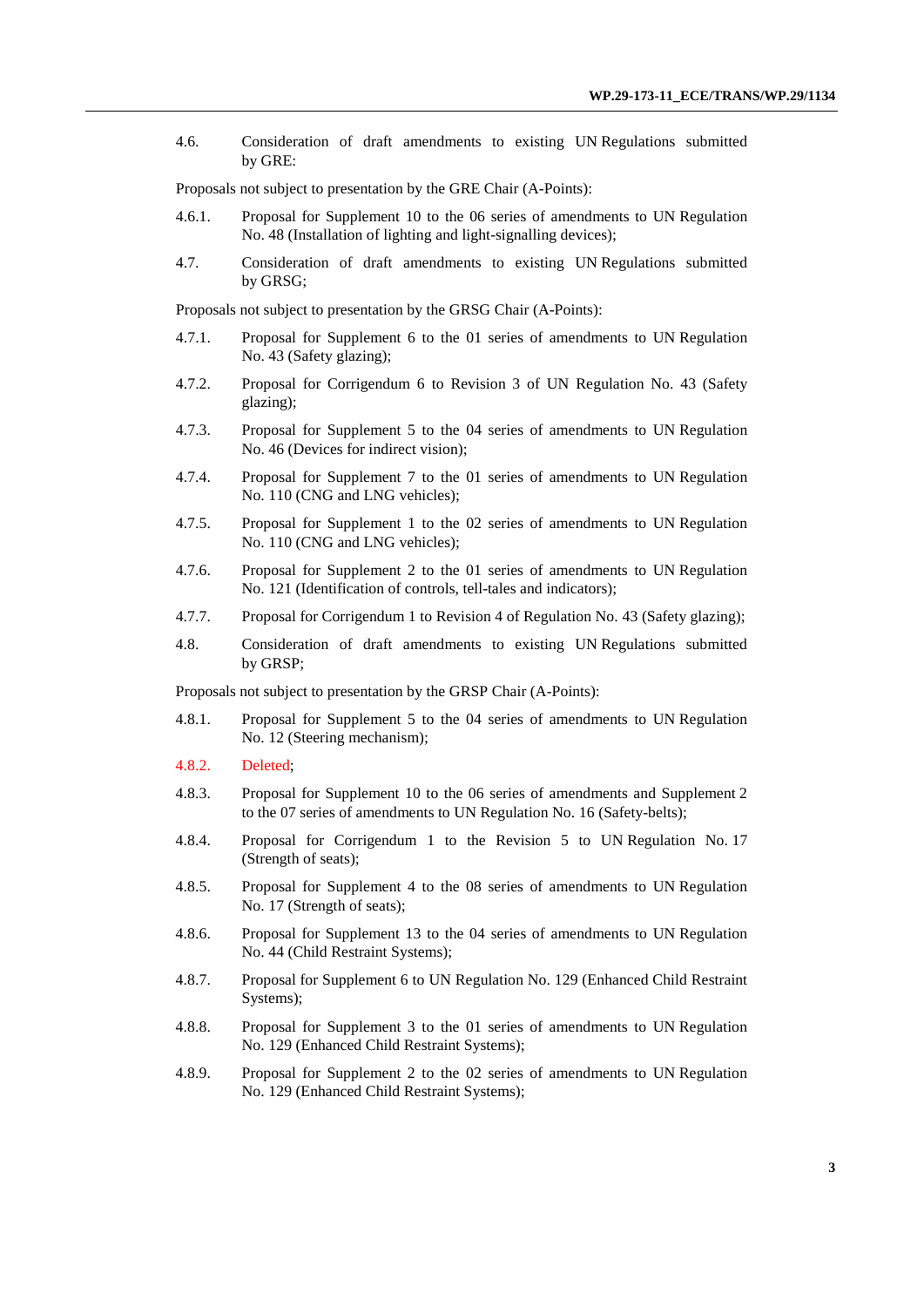4.6. Consideration of draft amendments to existing UN Regulations submitted by GRE:

Proposals not subject to presentation by the GRE Chair (A-Points):

4.6.1. Proposal for Supplement 10 to the 06 series of amendments to UN Regulation No. 48 (Installation of lighting and light-signalling devices);

4.7. Consideration of draft amendments to existing UN Regulations submitted by GRSG;

Proposals not subject to presentation by the GRSG Chair (A-Points):

4.7.1. Proposal for Supplement 6 to the 01 series of amendments to UN Regulation No. 43 (Safety glazing);

4.7.2. Proposal for Corrigendum 6 to Revision 3 of UN Regulation No. 43 (Safety glazing);

4.7.3. Proposal for Supplement 5 to the 04 series of amendments to UN Regulation No. 46 (Devices for indirect vision);

4.7.4. Proposal for Supplement 7 to the 01 series of amendments to UN Regulation No. 110 (CNG and LNG vehicles);

4.7.5. Proposal for Supplement 1 to the 02 series of amendments to UN Regulation No. 110 (CNG and LNG vehicles);

4.7.6. Proposal for Supplement 2 to the 01 series of amendments to UN Regulation No. 121 (Identification of controls, tell-tales and indicators);

4.7.7. Proposal for Corrigendum 1 to Revision 4 of Regulation No. 43 (Safety glazing);

4.8. Consideration of draft amendments to existing UN Regulations submitted by GRSP;

Proposals not subject to presentation by the GRSP Chair (A-Points):

4.8.1. Proposal for Supplement 5 to the 04 series of amendments to UN Regulation No. 12 (Steering mechanism);

4.8.2. Deleted;

4.8.3. Proposal for Supplement 10 to the 06 series of amendments and Supplement 2 to the 07 series of amendments to UN Regulation No. 16 (Safety-belts);

4.8.4. Proposal for Corrigendum 1 to the Revision 5 to UN Regulation No. 17 (Strength of seats);

4.8.5. Proposal for Supplement 4 to the 08 series of amendments to UN Regulation No. 17 (Strength of seats);

4.8.6. Proposal for Supplement 13 to the 04 series of amendments to UN Regulation No. 44 (Child Restraint Systems);

4.8.7. Proposal for Supplement 6 to UN Regulation No. 129 (Enhanced Child Restraint Systems);

4.8.8. Proposal for Supplement 3 to the 01 series of amendments to UN Regulation No. 129 (Enhanced Child Restraint Systems);

4.8.9. Proposal for Supplement 2 to the 02 series of amendments to UN Regulation No. 129 (Enhanced Child Restraint Systems);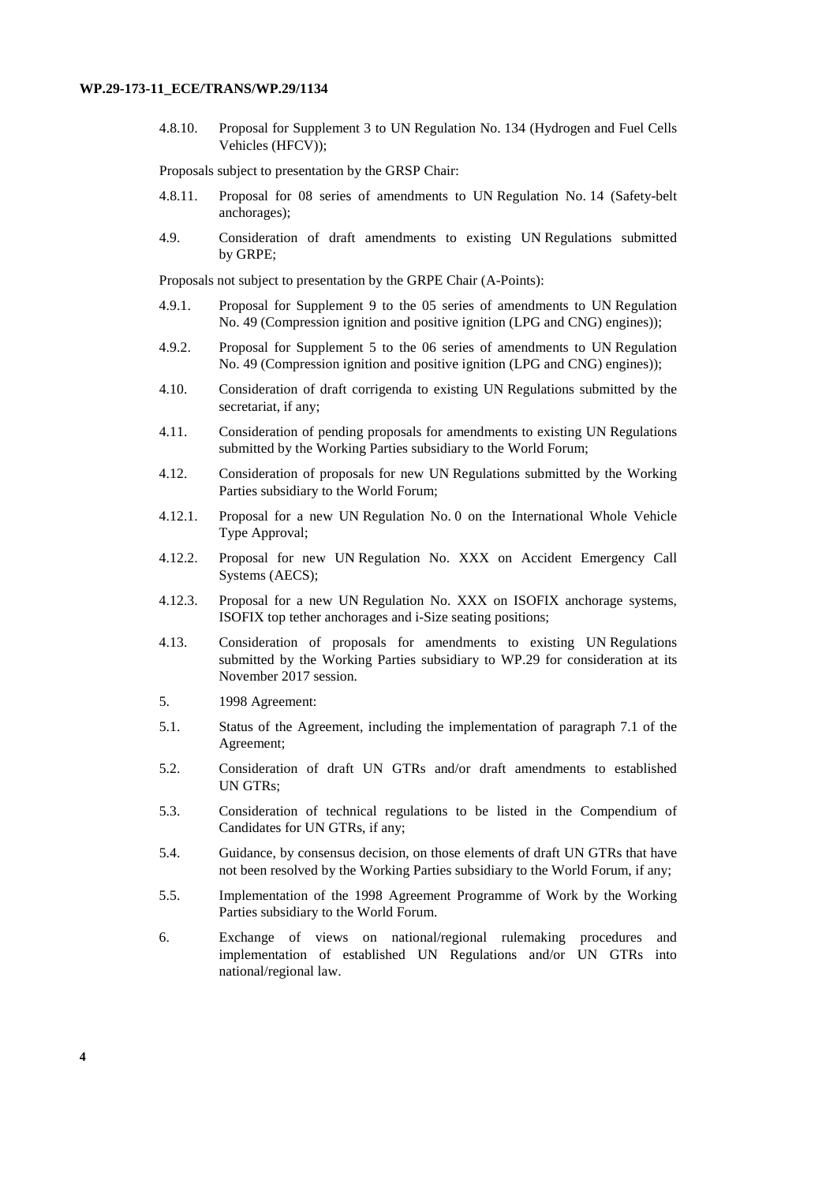4.8.10. Proposal for Supplement 3 to UN Regulation No. 134 (Hydrogen and Fuel Cells Vehicles (HFCV));

Proposals subject to presentation by the GRSP Chair:

4.8.11. Proposal for 08 series of amendments to UN Regulation No. 14 (Safety-belt anchorages);

4.9. Consideration of draft amendments to existing UN Regulations submitted by GRPE;

Proposals not subject to presentation by the GRPE Chair (A-Points):

4.9.1. Proposal for Supplement 9 to the 05 series of amendments to UN Regulation No. 49 (Compression ignition and positive ignition (LPG and CNG) engines));

4.9.2. Proposal for Supplement 5 to the 06 series of amendments to UN Regulation No. 49 (Compression ignition and positive ignition (LPG and CNG) engines));

4.10. Consideration of draft corrigenda to existing UN Regulations submitted by the secretariat, if any;

4.11. Consideration of pending proposals for amendments to existing UN Regulations submitted by the Working Parties subsidiary to the World Forum;

4.12. Consideration of proposals for new UN Regulations submitted by the Working Parties subsidiary to the World Forum;

4.12.1. Proposal for a new UN Regulation No. 0 on the International Whole Vehicle Type Approval;

4.12.2. Proposal for new UN Regulation No. XXX on Accident Emergency Call Systems (AECS);

4.12.3. Proposal for a new UN Regulation No. XXX on ISOFIX anchorage systems, ISOFIX top tether anchorages and i-Size seating positions;

4.13. Consideration of proposals for amendments to existing UN Regulations submitted by the Working Parties subsidiary to WP.29 for consideration at its November 2017 session.

5. 1998 Agreement:

5.1. Status of the Agreement, including the implementation of paragraph 7.1 of the Agreement;

5.2. Consideration of draft UN GTRs and/or draft amendments to established UN GTRs;

5.3. Consideration of technical regulations to be listed in the Compendium of Candidates for UN GTRs, if any;

5.4. Guidance, by consensus decision, on those elements of draft UN GTRs that have not been resolved by the Working Parties subsidiary to the World Forum, if any;

5.5. Implementation of the 1998 Agreement Programme of Work by the Working Parties subsidiary to the World Forum.

6. Exchange of views on national/regional rulemaking procedures and implementation of established UN Regulations and/or UN GTRs into national/regional law.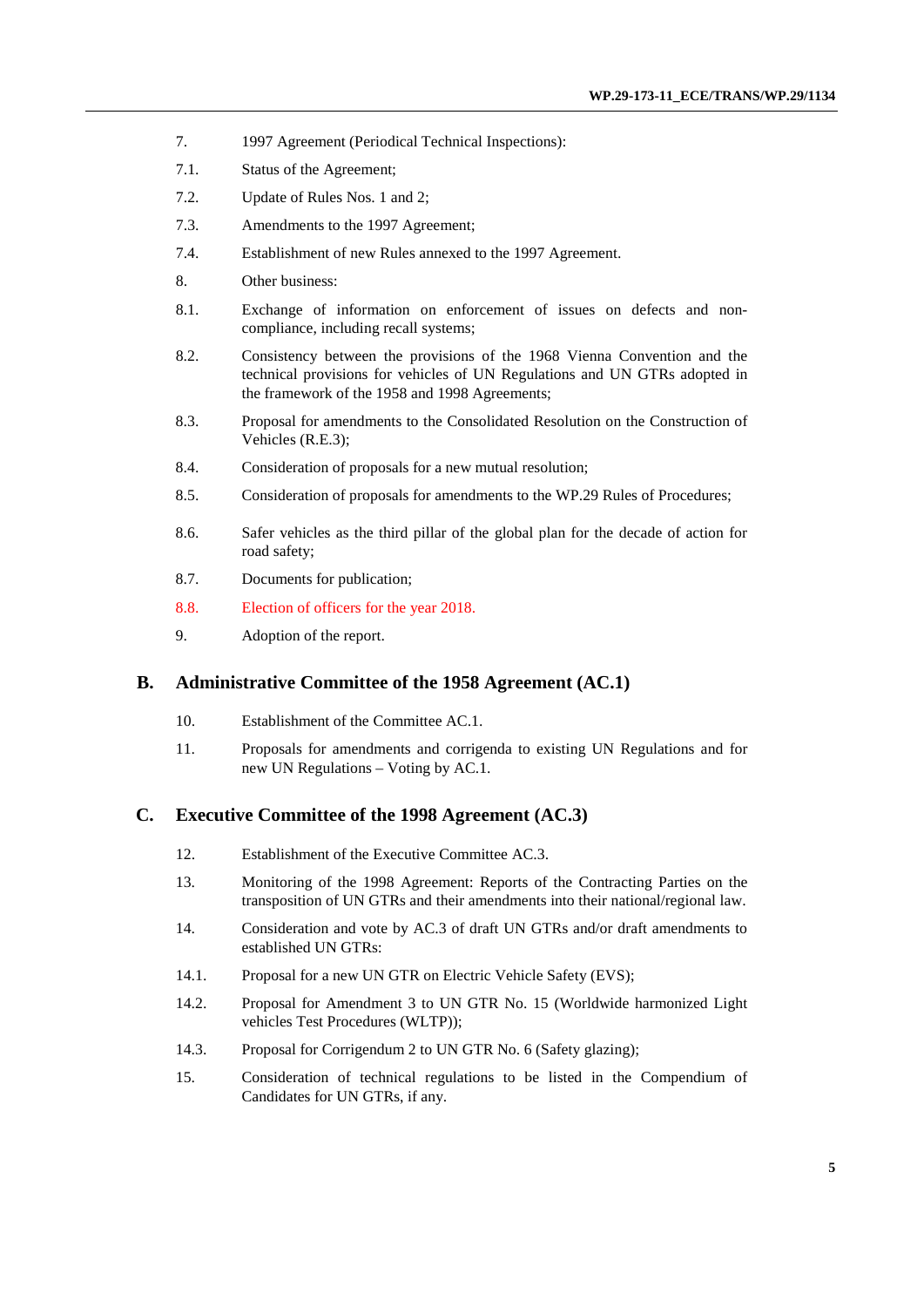7. 1997 Agreement (Periodical Technical Inspections):

7.1. Status of the Agreement;

7.2. Update of Rules Nos. 1 and 2;

7.3. Amendments to the 1997 Agreement;

7.4. Establishment of new Rules annexed to the 1997 Agreement.

8. Other business:

8.1. Exchange of information on enforcement of issues on defects and non-compliance, including recall systems;

8.2. Consistency between the provisions of the 1968 Vienna Convention and the technical provisions for vehicles of UN Regulations and UN GTRs adopted in the framework of the 1958 and 1998 Agreements;

8.3. Proposal for amendments to the Consolidated Resolution on the Construction of Vehicles (R.E.3);

8.4. Consideration of proposals for a new mutual resolution;

8.5. Consideration of proposals for amendments to the WP.29 Rules of Procedures;

8.6. Safer vehicles as the third pillar of the global plan for the decade of action for road safety;

8.7. Documents for publication;

8.8. Election of officers for the year 2018.

9. Adoption of the report.

## B. Administrative Committee of the 1958 Agreement (AC.1)

10. Establishment of the Committee AC.1.

11. Proposals for amendments and corrigenda to existing UN Regulations and for new UN Regulations – Voting by AC.1.

## C. Executive Committee of the 1998 Agreement (AC.3)

12. Establishment of the Executive Committee AC.3.

13. Monitoring of the 1998 Agreement: Reports of the Contracting Parties on the transposition of UN GTRs and their amendments into their national/regional law.

14. Consideration and vote by AC.3 of draft UN GTRs and/or draft amendments to established UN GTRs:

14.1. Proposal for a new UN GTR on Electric Vehicle Safety (EVS);

14.2. Proposal for Amendment 3 to UN GTR No. 15 (Worldwide harmonized Light vehicles Test Procedures (WLTP));

14.3. Proposal for Corrigendum 2 to UN GTR No. 6 (Safety glazing);

15. Consideration of technical regulations to be listed in the Compendium of Candidates for UN GTRs, if any.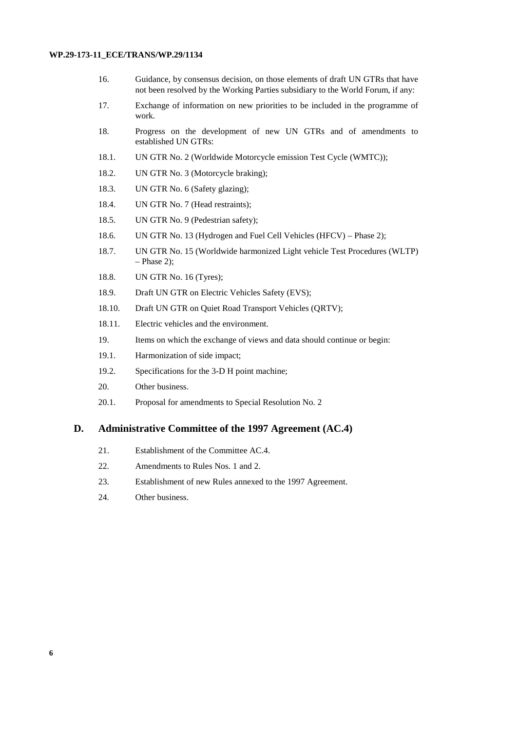16. Guidance, by consensus decision, on those elements of draft UN GTRs that have not been resolved by the Working Parties subsidiary to the World Forum, if any:

17. Exchange of information on new priorities to be included in the programme of work.

18. Progress on the development of new UN GTRs and of amendments to established UN GTRs:

18.1. UN GTR No. 2 (Worldwide Motorcycle emission Test Cycle (WMTC));

18.2. UN GTR No. 3 (Motorcycle braking);

18.3. UN GTR No. 6 (Safety glazing);

18.4. UN GTR No. 7 (Head restraints);

18.5. UN GTR No. 9 (Pedestrian safety);

18.6. UN GTR No. 13 (Hydrogen and Fuel Cell Vehicles (HFCV) – Phase 2);

18.7. UN GTR No. 15 (Worldwide harmonized Light vehicle Test Procedures (WLTP) – Phase 2);

18.8. UN GTR No. 16 (Tyres);

18.9. Draft UN GTR on Electric Vehicles Safety (EVS);

18.10. Draft UN GTR on Quiet Road Transport Vehicles (QRTV);

18.11. Electric vehicles and the environment.

19. Items on which the exchange of views and data should continue or begin:

19.1. Harmonization of side impact;

19.2. Specifications for the 3-D H point machine;

20. Other business.

20.1. Proposal for amendments to Special Resolution No. 2

## D. Administrative Committee of the 1997 Agreement (AC.4)

21. Establishment of the Committee AC.4.

22. Amendments to Rules Nos. 1 and 2.

23. Establishment of new Rules annexed to the 1997 Agreement.

24. Other business.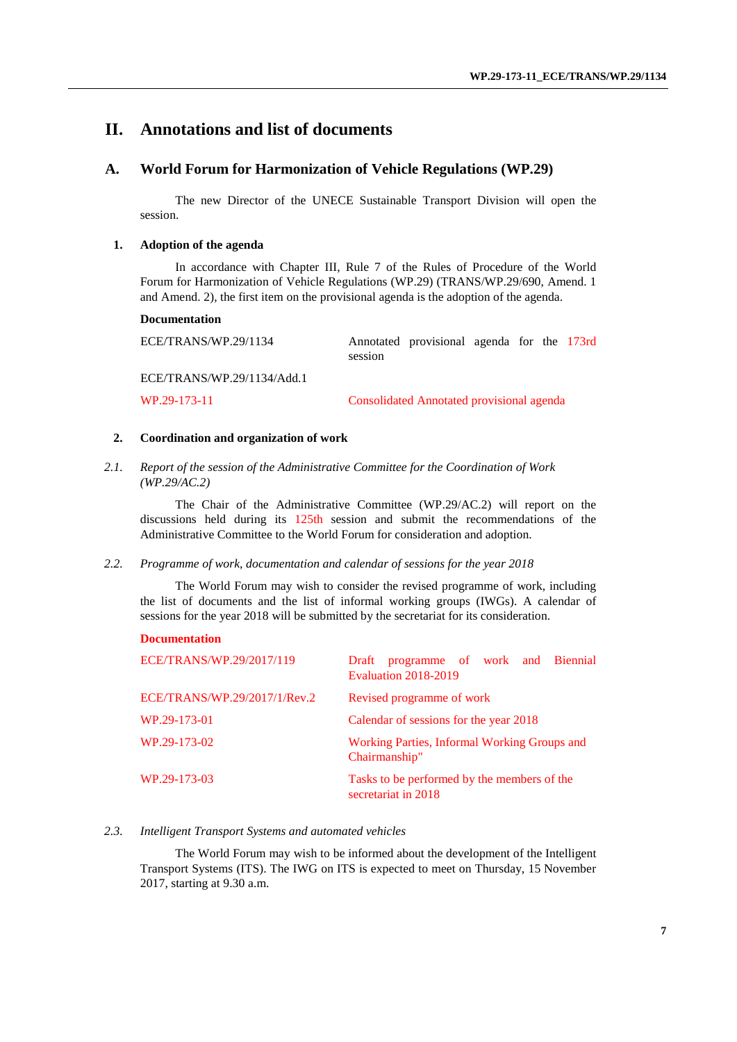# II. Annotations and list of documents

## A. World Forum for Harmonization of Vehicle Regulations (WP.29)

The new Director of the UNECE Sustainable Transport Division will open the session.

### 1. Adoption of the agenda

In accordance with Chapter III, Rule 7 of the Rules of Procedure of the World Forum for Harmonization of Vehicle Regulations (WP.29) (TRANS/WP.29/690, Amend. 1 and Amend. 2), the first item on the provisional agenda is the adoption of the agenda.

**Documentation**

| | |
|---|---|
| ECE/TRANS/WP.29/1134 | Annotated provisional agenda for the 173rd session |
| ECE/TRANS/WP.29/1134/Add.1 | |
| WP.29-173-11 | Consolidated Annotated provisional agenda |

### 2. Coordination and organization of work

#### *2.1. Report of the session of the Administrative Committee for the Coordination of Work (WP.29/AC.2)*

The Chair of the Administrative Committee (WP.29/AC.2) will report on the discussions held during its 125th session and submit the recommendations of the Administrative Committee to the World Forum for consideration and adoption.

#### *2.2. Programme of work, documentation and calendar of sessions for the year 2018*

The World Forum may wish to consider the revised programme of work, including the list of documents and the list of informal working groups (IWGs). A calendar of sessions for the year 2018 will be submitted by the secretariat for its consideration.

**Documentation**

| | |
|---|---|
| ECE/TRANS/WP.29/2017/119 | Draft programme of work and Biennial Evaluation 2018-2019 |
| ECE/TRANS/WP.29/2017/1/Rev.2 | Revised programme of work |
| WP.29-173-01 | Calendar of sessions for the year 2018 |
| WP.29-173-02 | Working Parties, Informal Working Groups and Chairmanship" |
| WP.29-173-03 | Tasks to be performed by the members of the secretariat in 2018 |

#### *2.3. Intelligent Transport Systems and automated vehicles*

The World Forum may wish to be informed about the development of the Intelligent Transport Systems (ITS). The IWG on ITS is expected to meet on Thursday, 15 November 2017, starting at 9.30 a.m.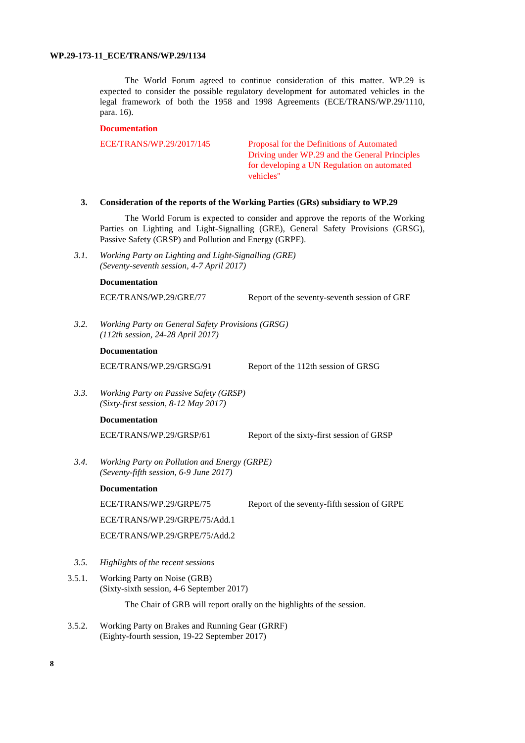The World Forum agreed to continue consideration of this matter. WP.29 is expected to consider the possible regulatory development for automated vehicles in the legal framework of both the 1958 and 1998 Agreements (ECE/TRANS/WP.29/1110, para. 16).

**Documentation**

| | |
|---|---|
| ECE/TRANS/WP.29/2017/145 | Proposal for the Definitions of Automated Driving under WP.29 and the General Principles for developing a UN Regulation on automated vehicles" |

### 3. Consideration of the reports of the Working Parties (GRs) subsidiary to WP.29

The World Forum is expected to consider and approve the reports of the Working Parties on Lighting and Light-Signalling (GRE), General Safety Provisions (GRSG), Passive Safety (GRSP) and Pollution and Energy (GRPE).

*3.1. Working Party on Lighting and Light-Signalling (GRE)*
*(Seventy-seventh session, 4-7 April 2017)*

**Documentation**

| | |
|---|---|
| ECE/TRANS/WP.29/GRE/77 | Report of the seventy-seventh session of GRE |

*3.2. Working Party on General Safety Provisions (GRSG)*
*(112th session, 24-28 April 2017)*

**Documentation**

| | |
|---|---|
| ECE/TRANS/WP.29/GRSG/91 | Report of the 112th session of GRSG |

*3.3. Working Party on Passive Safety (GRSP)*
*(Sixty-first session, 8-12 May 2017)*

**Documentation**

| | |
|---|---|
| ECE/TRANS/WP.29/GRSP/61 | Report of the sixty-first session of GRSP |

*3.4. Working Party on Pollution and Energy (GRPE)*
*(Seventy-fifth session, 6-9 June 2017)*

**Documentation**

| | |
|---|---|
| ECE/TRANS/WP.29/GRPE/75 | Report of the seventy-fifth session of GRPE |
| ECE/TRANS/WP.29/GRPE/75/Add.1 | |
| ECE/TRANS/WP.29/GRPE/75/Add.2 | |

*3.5. Highlights of the recent sessions*

3.5.1. Working Party on Noise (GRB)
(Sixty-sixth session, 4-6 September 2017)

The Chair of GRB will report orally on the highlights of the session.

3.5.2. Working Party on Brakes and Running Gear (GRRF)
(Eighty-fourth session, 19-22 September 2017)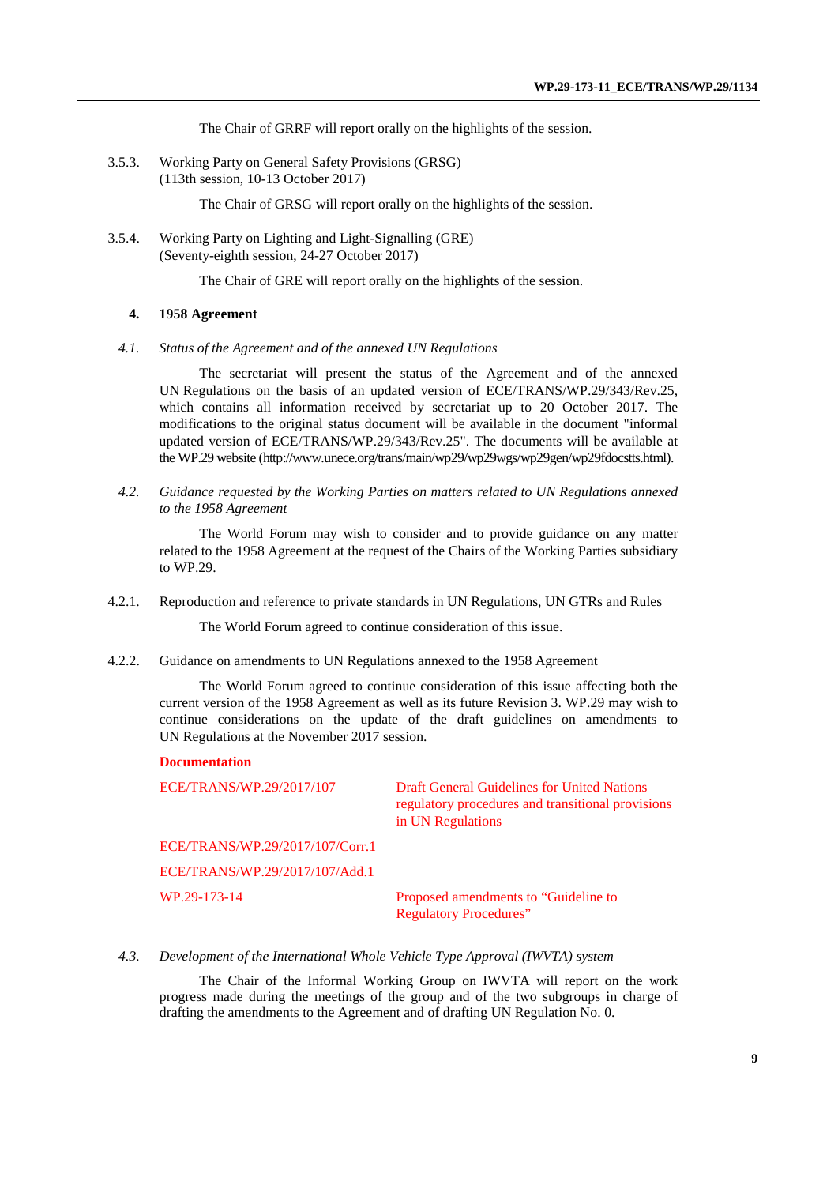The Chair of GRRF will report orally on the highlights of the session.

3.5.3. Working Party on General Safety Provisions (GRSG)
(113th session, 10-13 October 2017)

The Chair of GRSG will report orally on the highlights of the session.

3.5.4. Working Party on Lighting and Light-Signalling (GRE)
(Seventy-eighth session, 24-27 October 2017)

The Chair of GRE will report orally on the highlights of the session.

## 4. 1958 Agreement

### *4.1. Status of the Agreement and of the annexed UN Regulations*

The secretariat will present the status of the Agreement and of the annexed UN Regulations on the basis of an updated version of ECE/TRANS/WP.29/343/Rev.25, which contains all information received by secretariat up to 20 October 2017. The modifications to the original status document will be available in the document "informal updated version of ECE/TRANS/WP.29/343/Rev.25". The documents will be available at the WP.29 website (http://www.unece.org/trans/main/wp29/wp29wgs/wp29gen/wp29fdocstts.html).

### *4.2. Guidance requested by the Working Parties on matters related to UN Regulations annexed to the 1958 Agreement*

The World Forum may wish to consider and to provide guidance on any matter related to the 1958 Agreement at the request of the Chairs of the Working Parties subsidiary to WP.29.

4.2.1. Reproduction and reference to private standards in UN Regulations, UN GTRs and Rules

The World Forum agreed to continue consideration of this issue.

4.2.2. Guidance on amendments to UN Regulations annexed to the 1958 Agreement

The World Forum agreed to continue consideration of this issue affecting both the current version of the 1958 Agreement as well as its future Revision 3. WP.29 may wish to continue considerations on the update of the draft guidelines on amendments to UN Regulations at the November 2017 session.

**Documentation**

| | |
|---|---|
| ECE/TRANS/WP.29/2017/107 | Draft General Guidelines for United Nations regulatory procedures and transitional provisions in UN Regulations |
| ECE/TRANS/WP.29/2017/107/Corr.1 | |
| ECE/TRANS/WP.29/2017/107/Add.1 | |
| WP.29-173-14 | Proposed amendments to "Guideline to Regulatory Procedures" |

### *4.3. Development of the International Whole Vehicle Type Approval (IWVTA) system*

The Chair of the Informal Working Group on IWVTA will report on the work progress made during the meetings of the group and of the two subgroups in charge of drafting the amendments to the Agreement and of drafting UN Regulation No. 0.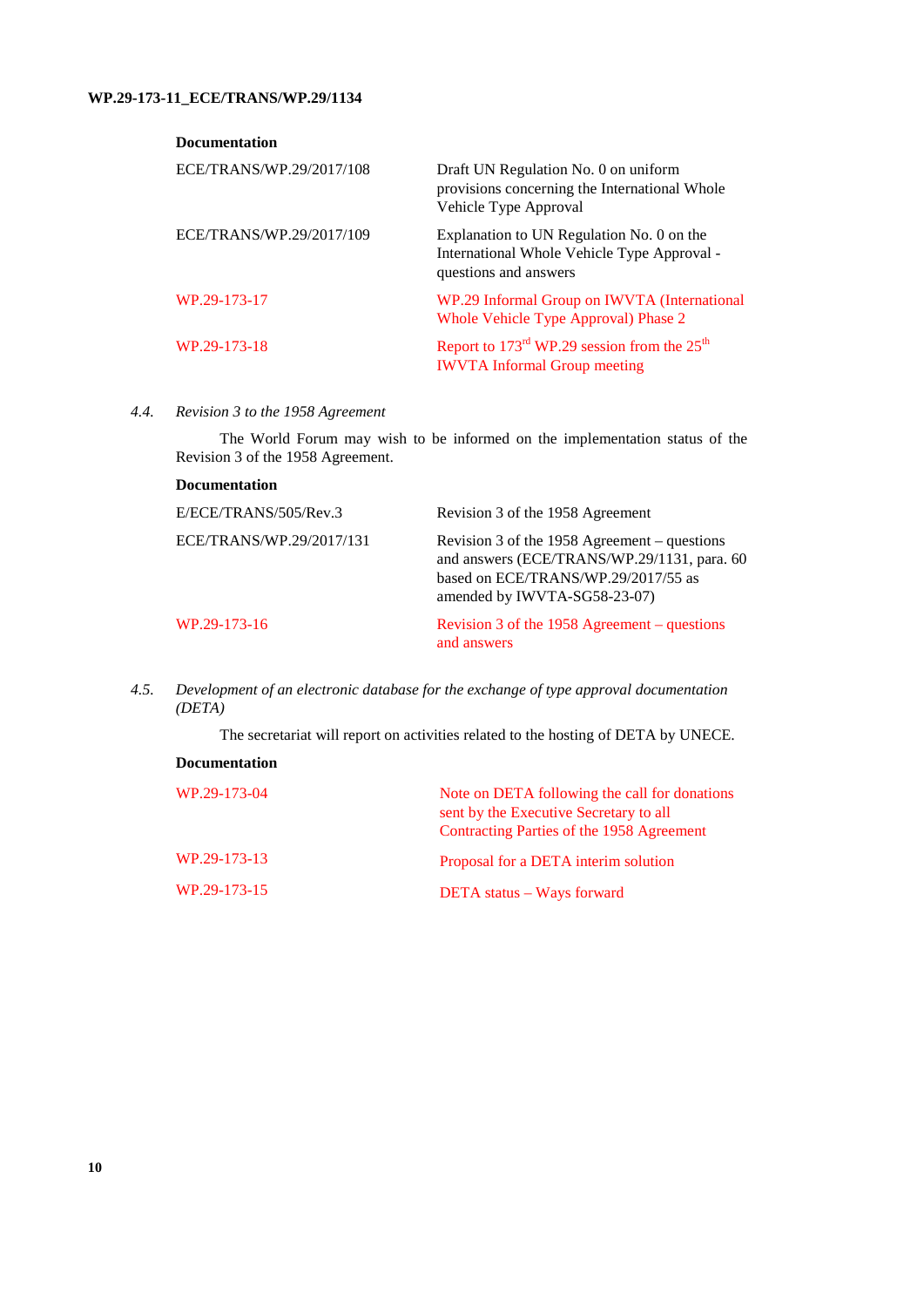**Documentation**

| | |
|---|---|
| ECE/TRANS/WP.29/2017/108 | Draft UN Regulation No. 0 on uniform provisions concerning the International Whole Vehicle Type Approval |
| ECE/TRANS/WP.29/2017/109 | Explanation to UN Regulation No. 0 on the International Whole Vehicle Type Approval - questions and answers |
| WP.29-173-17 | WP.29 Informal Group on IWVTA (International Whole Vehicle Type Approval) Phase 2 |
| WP.29-173-18 | Report to 173rd WP.29 session from the 25th IWVTA Informal Group meeting |

4.4. *Revision 3 to the 1958 Agreement*

The World Forum may wish to be informed on the implementation status of the Revision 3 of the 1958 Agreement.

**Documentation**

| | |
|---|---|
| E/ECE/TRANS/505/Rev.3 | Revision 3 of the 1958 Agreement |
| ECE/TRANS/WP.29/2017/131 | Revision 3 of the 1958 Agreement – questions and answers (ECE/TRANS/WP.29/1131, para. 60 based on ECE/TRANS/WP.29/2017/55 as amended by IWVTA-SG58-23-07) |
| WP.29-173-16 | Revision 3 of the 1958 Agreement – questions and answers |

4.5. *Development of an electronic database for the exchange of type approval documentation (DETA)*

The secretariat will report on activities related to the hosting of DETA by UNECE.

**Documentation**

| | |
|---|---|
| WP.29-173-04 | Note on DETA following the call for donations sent by the Executive Secretary to all Contracting Parties of the 1958 Agreement |
| WP.29-173-13 | Proposal for a DETA interim solution |
| WP.29-173-15 | DETA status – Ways forward |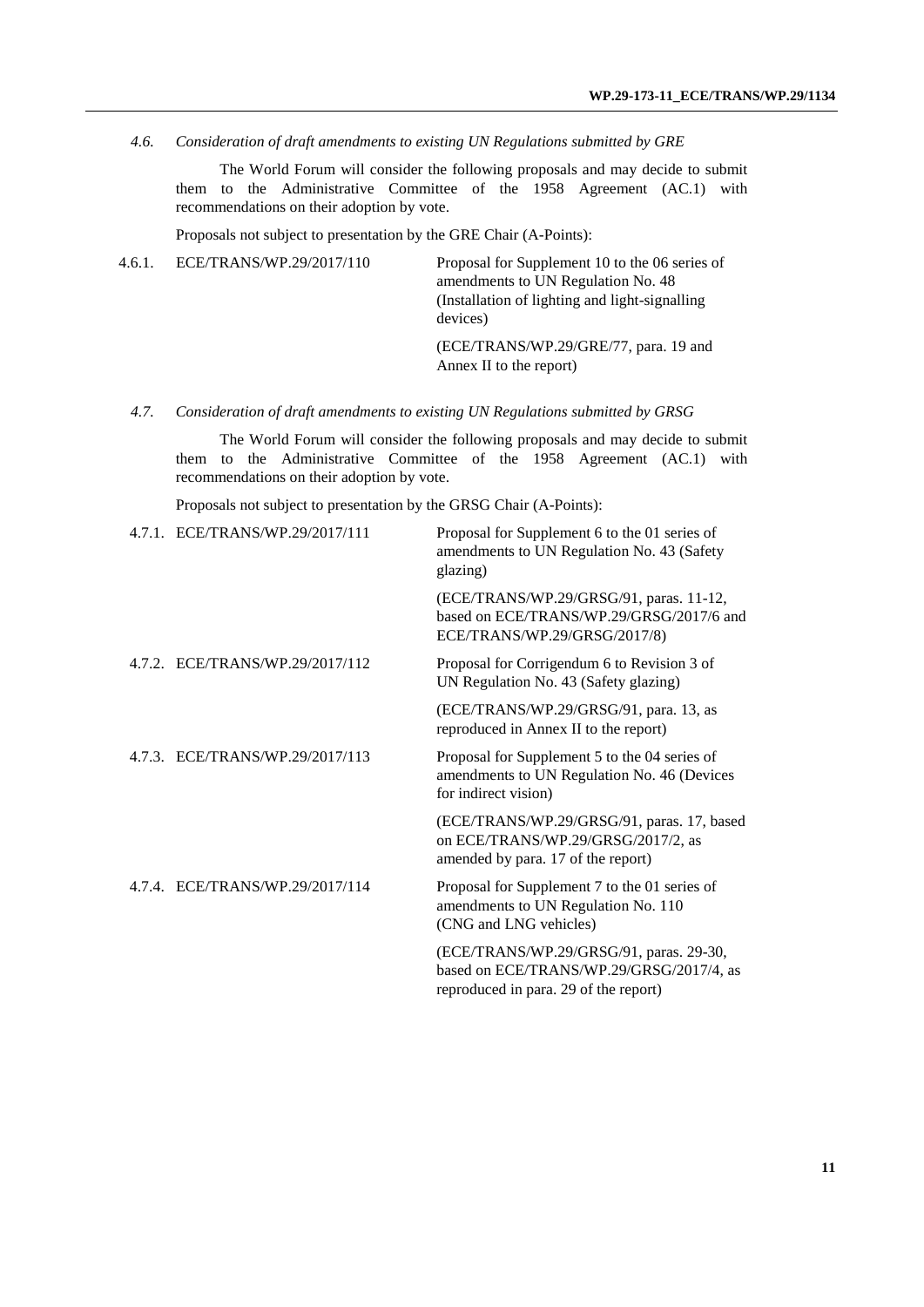*4.6. Consideration of draft amendments to existing UN Regulations submitted by GRE*

The World Forum will consider the following proposals and may decide to submit them to the Administrative Committee of the 1958 Agreement (AC.1) with recommendations on their adoption by vote.

Proposals not subject to presentation by the GRE Chair (A-Points):

| | | |
|---|---|---|
| 4.6.1. | ECE/TRANS/WP.29/2017/110 | Proposal for Supplement 10 to the 06 series of amendments to UN Regulation No. 48 (Installation of lighting and light-signalling devices)<br><br>(ECE/TRANS/WP.29/GRE/77, para. 19 and Annex II to the report) |

*4.7. Consideration of draft amendments to existing UN Regulations submitted by GRSG*

The World Forum will consider the following proposals and may decide to submit them to the Administrative Committee of the 1958 Agreement (AC.1) with recommendations on their adoption by vote.

Proposals not subject to presentation by the GRSG Chair (A-Points):

| | | |
|---|---|---|
| 4.7.1. | ECE/TRANS/WP.29/2017/111 | Proposal for Supplement 6 to the 01 series of amendments to UN Regulation No. 43 (Safety glazing)<br><br>(ECE/TRANS/WP.29/GRSG/91, paras. 11-12, based on ECE/TRANS/WP.29/GRSG/2017/6 and ECE/TRANS/WP.29/GRSG/2017/8) |
| 4.7.2. | ECE/TRANS/WP.29/2017/112 | Proposal for Corrigendum 6 to Revision 3 of UN Regulation No. 43 (Safety glazing)<br><br>(ECE/TRANS/WP.29/GRSG/91, para. 13, as reproduced in Annex II to the report) |
| 4.7.3. | ECE/TRANS/WP.29/2017/113 | Proposal for Supplement 5 to the 04 series of amendments to UN Regulation No. 46 (Devices for indirect vision)<br><br>(ECE/TRANS/WP.29/GRSG/91, paras. 17, based on ECE/TRANS/WP.29/GRSG/2017/2, as amended by para. 17 of the report) |
| 4.7.4. | ECE/TRANS/WP.29/2017/114 | Proposal for Supplement 7 to the 01 series of amendments to UN Regulation No. 110 (CNG and LNG vehicles)<br><br>(ECE/TRANS/WP.29/GRSG/91, paras. 29-30, based on ECE/TRANS/WP.29/GRSG/2017/4, as reproduced in para. 29 of the report) |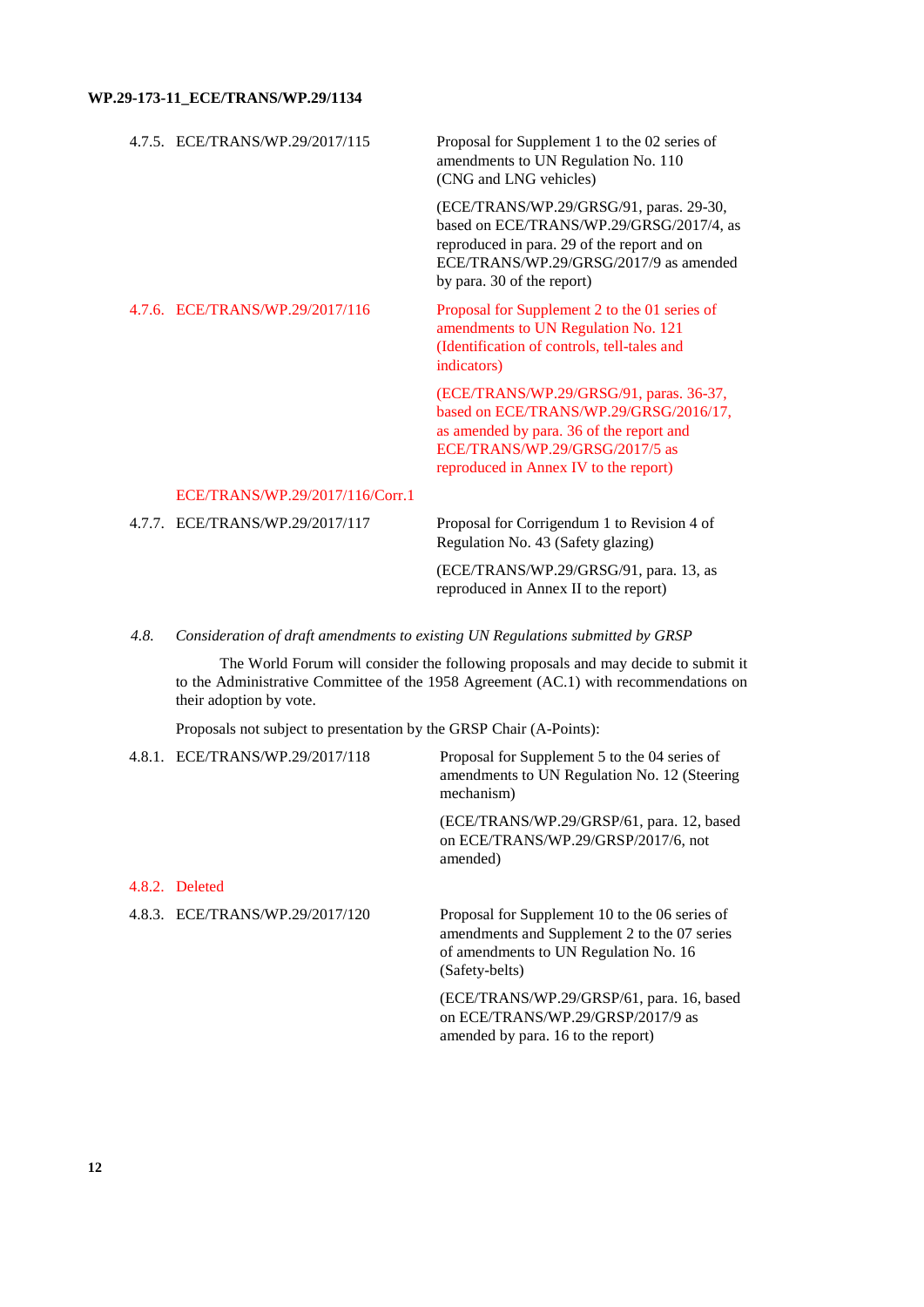4.7.5. ECE/TRANS/WP.29/2017/115

Proposal for Supplement 1 to the 02 series of amendments to UN Regulation No. 110 (CNG and LNG vehicles)

(ECE/TRANS/WP.29/GRSG/91, paras. 29-30, based on ECE/TRANS/WP.29/GRSG/2017/4, as reproduced in para. 29 of the report and on ECE/TRANS/WP.29/GRSG/2017/9 as amended by para. 30 of the report)

4.7.6. ECE/TRANS/WP.29/2017/116

Proposal for Supplement 2 to the 01 series of amendments to UN Regulation No. 121 (Identification of controls, tell-tales and indicators)

(ECE/TRANS/WP.29/GRSG/91, paras. 36-37, based on ECE/TRANS/WP.29/GRSG/2016/17, as amended by para. 36 of the report and ECE/TRANS/WP.29/GRSG/2017/5 as reproduced in Annex IV to the report)

ECE/TRANS/WP.29/2017/116/Corr.1

4.7.7. ECE/TRANS/WP.29/2017/117

Proposal for Corrigendum 1 to Revision 4 of Regulation No. 43 (Safety glazing)

(ECE/TRANS/WP.29/GRSG/91, para. 13, as reproduced in Annex II to the report)

*4.8. Consideration of draft amendments to existing UN Regulations submitted by GRSP*

The World Forum will consider the following proposals and may decide to submit it to the Administrative Committee of the 1958 Agreement (AC.1) with recommendations on their adoption by vote.

Proposals not subject to presentation by the GRSP Chair (A-Points):

4.8.1. ECE/TRANS/WP.29/2017/118

Proposal for Supplement 5 to the 04 series of amendments to UN Regulation No. 12 (Steering mechanism)

(ECE/TRANS/WP.29/GRSP/61, para. 12, based on ECE/TRANS/WP.29/GRSP/2017/6, not amended)

4.8.2. Deleted

4.8.3. ECE/TRANS/WP.29/2017/120

Proposal for Supplement 10 to the 06 series of amendments and Supplement 2 to the 07 series of amendments to UN Regulation No. 16 (Safety-belts)

(ECE/TRANS/WP.29/GRSP/61, para. 16, based on ECE/TRANS/WP.29/GRSP/2017/9 as amended by para. 16 to the report)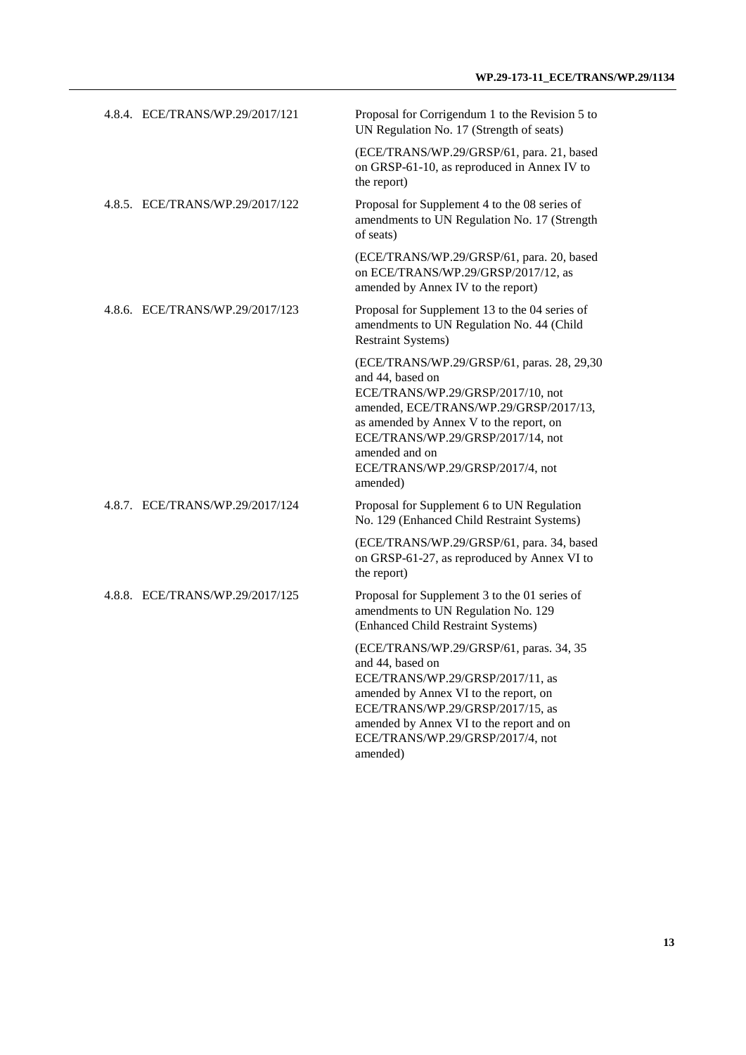| | | |
|---|---|---|
| 4.8.4. | ECE/TRANS/WP.29/2017/121 | Proposal for Corrigendum 1 to the Revision 5 to UN Regulation No. 17 (Strength of seats)<br><br>(ECE/TRANS/WP.29/GRSP/61, para. 21, based on GRSP-61-10, as reproduced in Annex IV to the report) |
| 4.8.5. | ECE/TRANS/WP.29/2017/122 | Proposal for Supplement 4 to the 08 series of amendments to UN Regulation No. 17 (Strength of seats)<br><br>(ECE/TRANS/WP.29/GRSP/61, para. 20, based on ECE/TRANS/WP.29/GRSP/2017/12, as amended by Annex IV to the report) |
| 4.8.6. | ECE/TRANS/WP.29/2017/123 | Proposal for Supplement 13 to the 04 series of amendments to UN Regulation No. 44 (Child Restraint Systems)<br><br>(ECE/TRANS/WP.29/GRSP/61, paras. 28, 29,30 and 44, based on ECE/TRANS/WP.29/GRSP/2017/10, not amended, ECE/TRANS/WP.29/GRSP/2017/13, as amended by Annex V to the report, on ECE/TRANS/WP.29/GRSP/2017/14, not amended and on ECE/TRANS/WP.29/GRSP/2017/4, not amended) |
| 4.8.7. | ECE/TRANS/WP.29/2017/124 | Proposal for Supplement 6 to UN Regulation No. 129 (Enhanced Child Restraint Systems)<br><br>(ECE/TRANS/WP.29/GRSP/61, para. 34, based on GRSP-61-27, as reproduced by Annex VI to the report) |
| 4.8.8. | ECE/TRANS/WP.29/2017/125 | Proposal for Supplement 3 to the 01 series of amendments to UN Regulation No. 129 (Enhanced Child Restraint Systems)<br><br>(ECE/TRANS/WP.29/GRSP/61, paras. 34, 35 and 44, based on ECE/TRANS/WP.29/GRSP/2017/11, as amended by Annex VI to the report, on ECE/TRANS/WP.29/GRSP/2017/15, as amended by Annex VI to the report and on ECE/TRANS/WP.29/GRSP/2017/4, not amended) |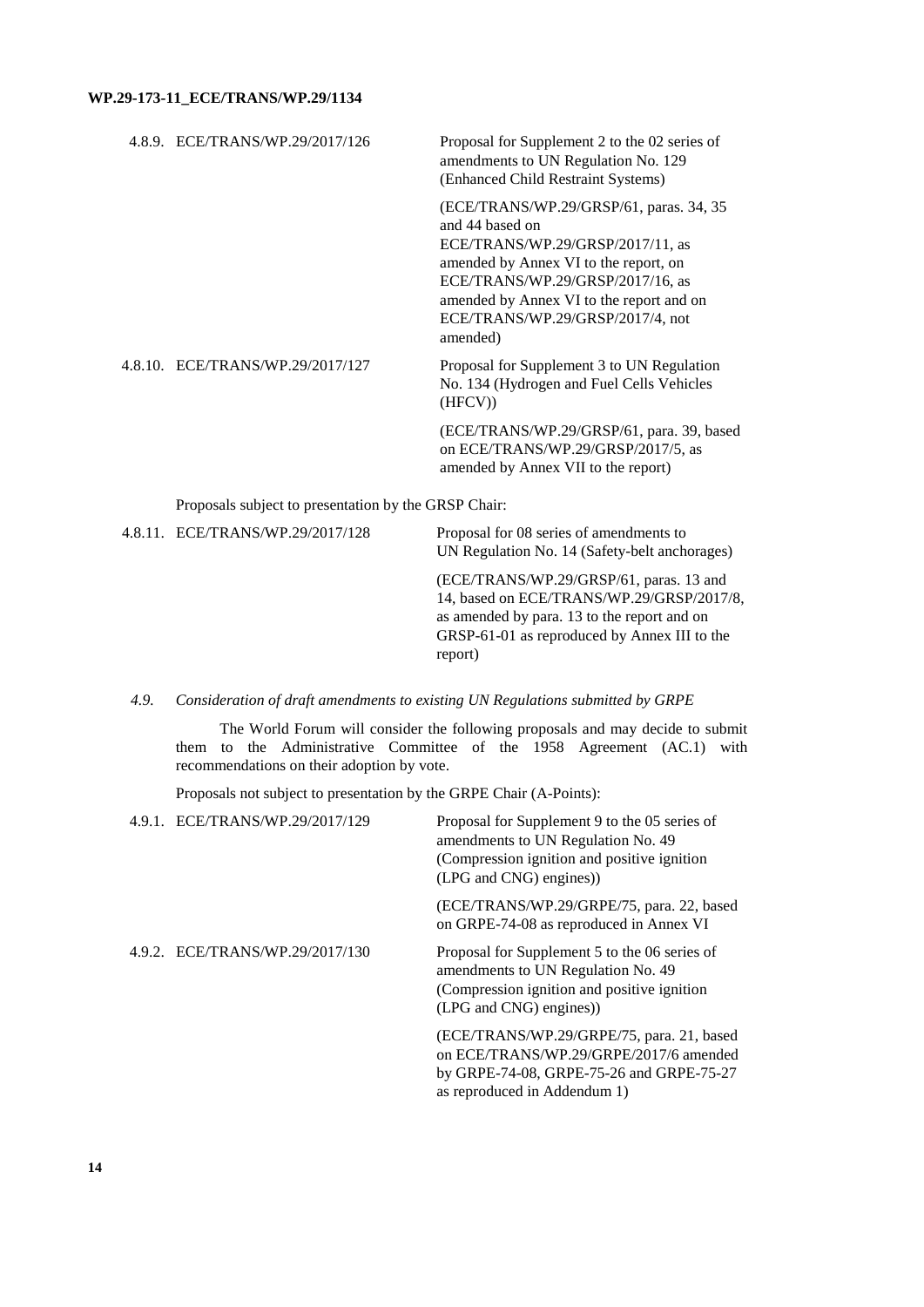| | | |
|---|---|---|
| 4.8.9. | ECE/TRANS/WP.29/2017/126 | Proposal for Supplement 2 to the 02 series of amendments to UN Regulation No. 129 (Enhanced Child Restraint Systems)<br><br>(ECE/TRANS/WP.29/GRSP/61, paras. 34, 35 and 44 based on ECE/TRANS/WP.29/GRSP/2017/11, as amended by Annex VI to the report, on ECE/TRANS/WP.29/GRSP/2017/16, as amended by Annex VI to the report and on ECE/TRANS/WP.29/GRSP/2017/4, not amended) |
| 4.8.10. | ECE/TRANS/WP.29/2017/127 | Proposal for Supplement 3 to UN Regulation No. 134 (Hydrogen and Fuel Cells Vehicles (HFCV))<br><br>(ECE/TRANS/WP.29/GRSP/61, para. 39, based on ECE/TRANS/WP.29/GRSP/2017/5, as amended by Annex VII to the report) |

Proposals subject to presentation by the GRSP Chair:

| | | |
|---|---|---|
| 4.8.11. | ECE/TRANS/WP.29/2017/128 | Proposal for 08 series of amendments to UN Regulation No. 14 (Safety-belt anchorages)<br><br>(ECE/TRANS/WP.29/GRSP/61, paras. 13 and 14, based on ECE/TRANS/WP.29/GRSP/2017/8, as amended by para. 13 to the report and on GRSP-61-01 as reproduced by Annex III to the report) |

*4.9. Consideration of draft amendments to existing UN Regulations submitted by GRPE*

The World Forum will consider the following proposals and may decide to submit them to the Administrative Committee of the 1958 Agreement (AC.1) with recommendations on their adoption by vote.

Proposals not subject to presentation by the GRPE Chair (A-Points):

| | | |
|---|---|---|
| 4.9.1. | ECE/TRANS/WP.29/2017/129 | Proposal for Supplement 9 to the 05 series of amendments to UN Regulation No. 49 (Compression ignition and positive ignition (LPG and CNG) engines))<br><br>(ECE/TRANS/WP.29/GRPE/75, para. 22, based on GRPE-74-08 as reproduced in Annex VI |
| 4.9.2. | ECE/TRANS/WP.29/2017/130 | Proposal for Supplement 5 to the 06 series of amendments to UN Regulation No. 49 (Compression ignition and positive ignition (LPG and CNG) engines))<br><br>(ECE/TRANS/WP.29/GRPE/75, para. 21, based on ECE/TRANS/WP.29/GRPE/2017/6 amended by GRPE-74-08, GRPE-75-26 and GRPE-75-27 as reproduced in Addendum 1) |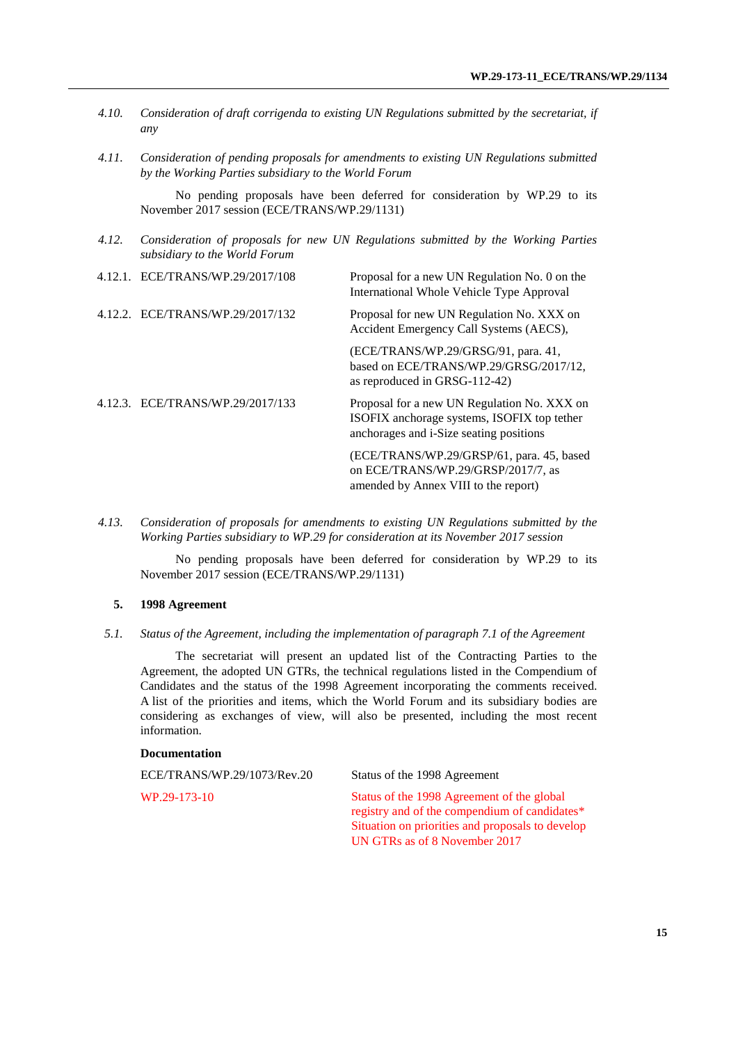*4.10. Consideration of draft corrigenda to existing UN Regulations submitted by the secretariat, if any*

*4.11. Consideration of pending proposals for amendments to existing UN Regulations submitted by the Working Parties subsidiary to the World Forum*

No pending proposals have been deferred for consideration by WP.29 to its November 2017 session (ECE/TRANS/WP.29/1131)

*4.12. Consideration of proposals for new UN Regulations submitted by the Working Parties subsidiary to the World Forum*

| | | |
|---|---|---|
| 4.12.1. | ECE/TRANS/WP.29/2017/108 | Proposal for a new UN Regulation No. 0 on the International Whole Vehicle Type Approval |
| 4.12.2. | ECE/TRANS/WP.29/2017/132 | Proposal for new UN Regulation No. XXX on Accident Emergency Call Systems (AECS), |
| | | (ECE/TRANS/WP.29/GRSG/91, para. 41, based on ECE/TRANS/WP.29/GRSG/2017/12, as reproduced in GRSG-112-42) |
| 4.12.3. | ECE/TRANS/WP.29/2017/133 | Proposal for a new UN Regulation No. XXX on ISOFIX anchorage systems, ISOFIX top tether anchorages and i-Size seating positions |
| | | (ECE/TRANS/WP.29/GRSP/61, para. 45, based on ECE/TRANS/WP.29/GRSP/2017/7, as amended by Annex VIII to the report) |

*4.13. Consideration of proposals for amendments to existing UN Regulations submitted by the Working Parties subsidiary to WP.29 for consideration at its November 2017 session*

No pending proposals have been deferred for consideration by WP.29 to its November 2017 session (ECE/TRANS/WP.29/1131)

## 5. 1998 Agreement

*5.1. Status of the Agreement, including the implementation of paragraph 7.1 of the Agreement*

The secretariat will present an updated list of the Contracting Parties to the Agreement, the adopted UN GTRs, the technical regulations listed in the Compendium of Candidates and the status of the 1998 Agreement incorporating the comments received. A list of the priorities and items, which the World Forum and its subsidiary bodies are considering as exchanges of view, will also be presented, including the most recent information.

**Documentation**

| | |
|---|---|
| ECE/TRANS/WP.29/1073/Rev.20 | Status of the 1998 Agreement |
| WP.29-173-10 | Status of the 1998 Agreement of the global registry and of the compendium of candidates* Situation on priorities and proposals to develop UN GTRs as of 8 November 2017 |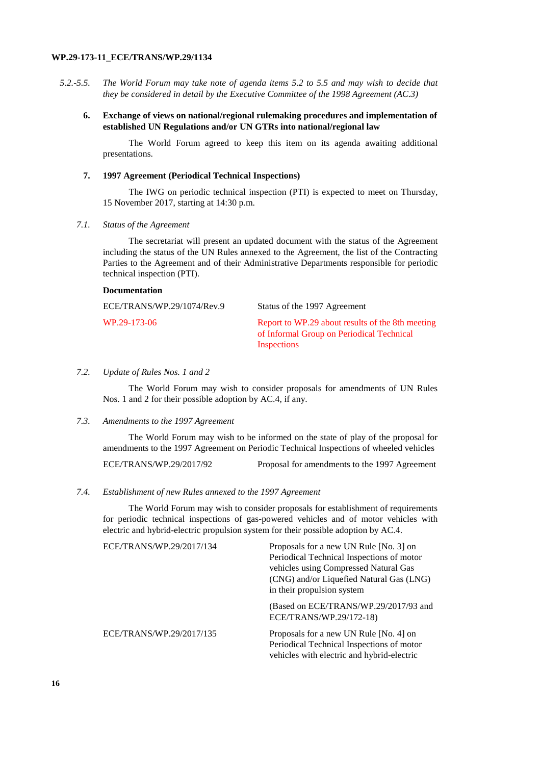*5.2.-5.5. The World Forum may take note of agenda items 5.2 to 5.5 and may wish to decide that they be considered in detail by the Executive Committee of the 1998 Agreement (AC.3)*

## 6. Exchange of views on national/regional rulemaking procedures and implementation of established UN Regulations and/or UN GTRs into national/regional law

The World Forum agreed to keep this item on its agenda awaiting additional presentations.

## 7. 1997 Agreement (Periodical Technical Inspections)

The IWG on periodic technical inspection (PTI) is expected to meet on Thursday, 15 November 2017, starting at 14:30 p.m.

### *7.1. Status of the Agreement*

The secretariat will present an updated document with the status of the Agreement including the status of the UN Rules annexed to the Agreement, the list of the Contracting Parties to the Agreement and of their Administrative Departments responsible for periodic technical inspection (PTI).

**Documentation**

| | |
|---|---|
| ECE/TRANS/WP.29/1074/Rev.9 | Status of the 1997 Agreement |
| WP.29-173-06 | Report to WP.29 about results of the 8th meeting of Informal Group on Periodical Technical Inspections |

### *7.2. Update of Rules Nos. 1 and 2*

The World Forum may wish to consider proposals for amendments of UN Rules Nos. 1 and 2 for their possible adoption by AC.4, if any.

### *7.3. Amendments to the 1997 Agreement*

The World Forum may wish to be informed on the state of play of the proposal for amendments to the 1997 Agreement on Periodic Technical Inspections of wheeled vehicles

| | |
|---|---|
| ECE/TRANS/WP.29/2017/92 | Proposal for amendments to the 1997 Agreement |

### *7.4. Establishment of new Rules annexed to the 1997 Agreement*

The World Forum may wish to consider proposals for establishment of requirements for periodic technical inspections of gas-powered vehicles and of motor vehicles with electric and hybrid-electric propulsion system for their possible adoption by AC.4.

| | |
|---|---|
| ECE/TRANS/WP.29/2017/134 | Proposals for a new UN Rule [No. 3] on Periodical Technical Inspections of motor vehicles using Compressed Natural Gas (CNG) and/or Liquefied Natural Gas (LNG) in their propulsion system<br><br>(Based on ECE/TRANS/WP.29/2017/93 and ECE/TRANS/WP.29/172-18) |
| ECE/TRANS/WP.29/2017/135 | Proposals for a new UN Rule [No. 4] on Periodical Technical Inspections of motor vehicles with electric and hybrid-electric |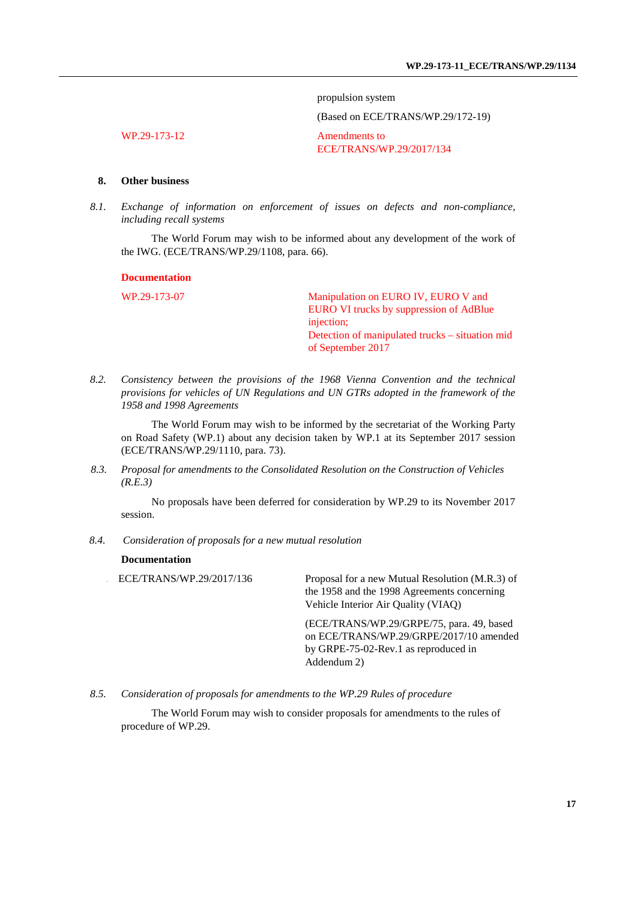| | propulsion system |
| --- | --- |
| | (Based on ECE/TRANS/WP.29/172-19) |
| WP.29-173-12 | Amendments to ECE/TRANS/WP.29/2017/134 |

## 8. Other business

*8.1. Exchange of information on enforcement of issues on defects and non-compliance, including recall systems*

The World Forum may wish to be informed about any development of the work of the IWG. (ECE/TRANS/WP.29/1108, para. 66).

**Documentation**

| | |
| --- | --- |
| WP.29-173-07 | Manipulation on EURO IV, EURO V and EURO VI trucks by suppression of AdBlue injection; Detection of manipulated trucks – situation mid of September 2017 |

*8.2. Consistency between the provisions of the 1968 Vienna Convention and the technical provisions for vehicles of UN Regulations and UN GTRs adopted in the framework of the 1958 and 1998 Agreements*

The World Forum may wish to be informed by the secretariat of the Working Party on Road Safety (WP.1) about any decision taken by WP.1 at its September 2017 session (ECE/TRANS/WP.29/1110, para. 73).

*8.3. Proposal for amendments to the Consolidated Resolution on the Construction of Vehicles (R.E.3)*

No proposals have been deferred for consideration by WP.29 to its November 2017 session.

*8.4. Consideration of proposals for a new mutual resolution*

**Documentation**

| | |
| --- | --- |
| ECE/TRANS/WP.29/2017/136 | Proposal for a new Mutual Resolution (M.R.3) of the 1958 and the 1998 Agreements concerning Vehicle Interior Air Quality (VIAQ) |
| | (ECE/TRANS/WP.29/GRPE/75, para. 49, based on ECE/TRANS/WP.29/GRPE/2017/10 amended by GRPE-75-02-Rev.1 as reproduced in Addendum 2) |

*8.5. Consideration of proposals for amendments to the WP.29 Rules of procedure*

The World Forum may wish to consider proposals for amendments to the rules of procedure of WP.29.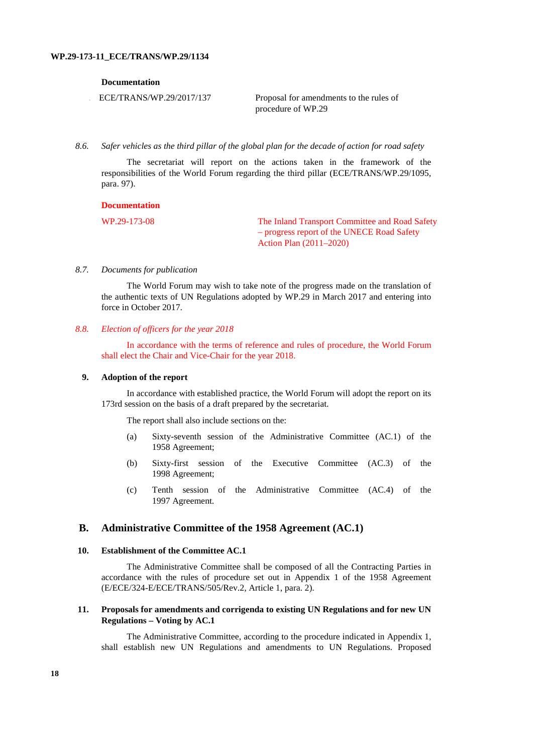**Documentation**

| | |
|---|---|
| ECE/TRANS/WP.29/2017/137 | Proposal for amendments to the rules of procedure of WP.29 |

8.6. *Safer vehicles as the third pillar of the global plan for the decade of action for road safety*

The secretariat will report on the actions taken in the framework of the responsibilities of the World Forum regarding the third pillar (ECE/TRANS/WP.29/1095, para. 97).

**Documentation**

| | |
|---|---|
| WP.29-173-08 | The Inland Transport Committee and Road Safety – progress report of the UNECE Road Safety Action Plan (2011–2020) |

8.7. *Documents for publication*

The World Forum may wish to take note of the progress made on the translation of the authentic texts of UN Regulations adopted by WP.29 in March 2017 and entering into force in October 2017.

8.8. *Election of officers for the year 2018*

In accordance with the terms of reference and rules of procedure, the World Forum shall elect the Chair and Vice-Chair for the year 2018.

### 9. Adoption of the report

In accordance with established practice, the World Forum will adopt the report on its 173rd session on the basis of a draft prepared by the secretariat.

The report shall also include sections on the:

(a) Sixty-seventh session of the Administrative Committee (AC.1) of the 1958 Agreement;

(b) Sixty-first session of the Executive Committee (AC.3) of the 1998 Agreement;

(c) Tenth session of the Administrative Committee (AC.4) of the 1997 Agreement.

## B. Administrative Committee of the 1958 Agreement (AC.1)

### 10. Establishment of the Committee AC.1

The Administrative Committee shall be composed of all the Contracting Parties in accordance with the rules of procedure set out in Appendix 1 of the 1958 Agreement (E/ECE/324-E/ECE/TRANS/505/Rev.2, Article 1, para. 2).

### 11. Proposals for amendments and corrigenda to existing UN Regulations and for new UN Regulations – Voting by AC.1

The Administrative Committee, according to the procedure indicated in Appendix 1, shall establish new UN Regulations and amendments to UN Regulations. Proposed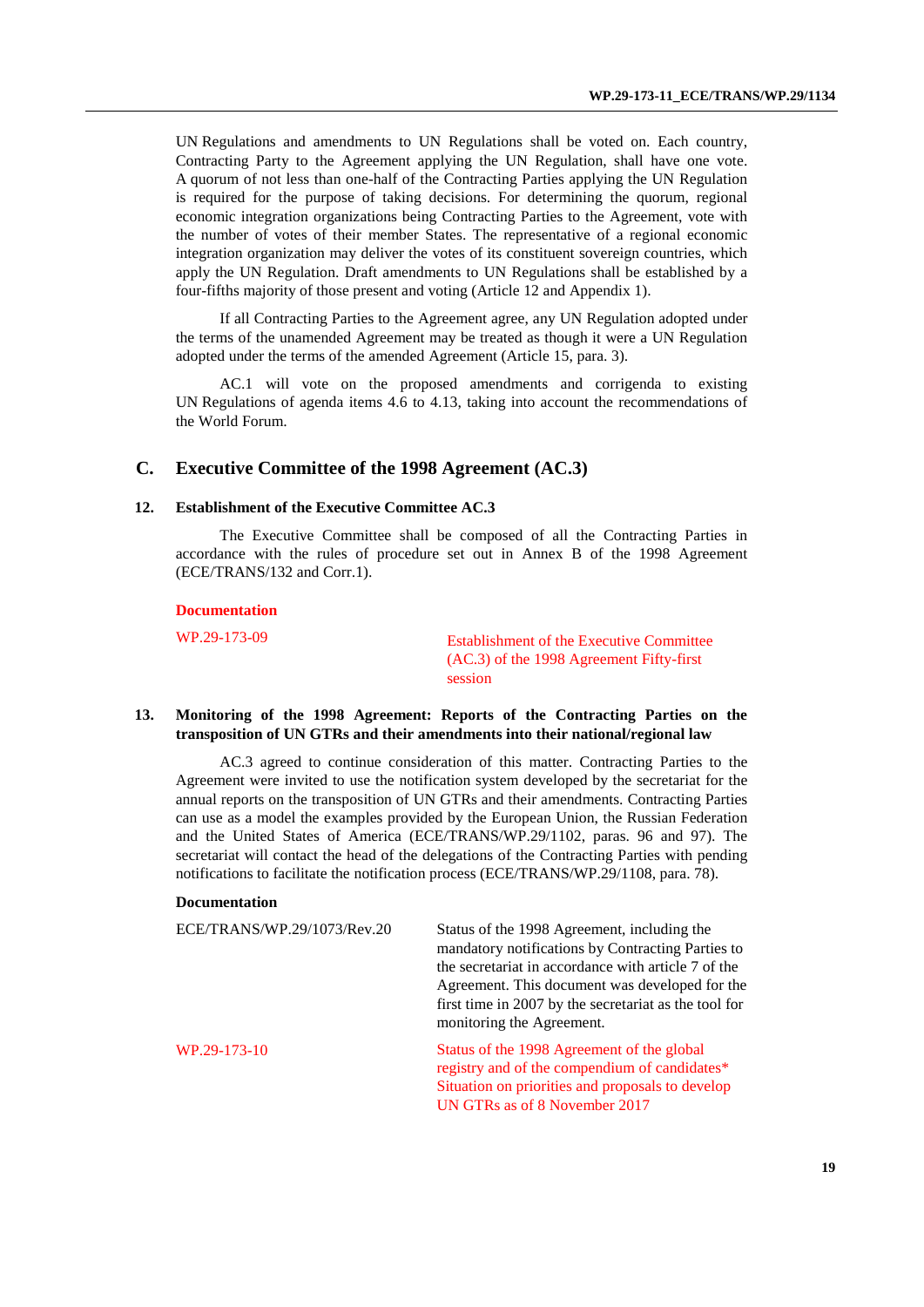UN Regulations and amendments to UN Regulations shall be voted on. Each country, Contracting Party to the Agreement applying the UN Regulation, shall have one vote. A quorum of not less than one-half of the Contracting Parties applying the UN Regulation is required for the purpose of taking decisions. For determining the quorum, regional economic integration organizations being Contracting Parties to the Agreement, vote with the number of votes of their member States. The representative of a regional economic integration organization may deliver the votes of its constituent sovereign countries, which apply the UN Regulation. Draft amendments to UN Regulations shall be established by a four-fifths majority of those present and voting (Article 12 and Appendix 1).

If all Contracting Parties to the Agreement agree, any UN Regulation adopted under the terms of the unamended Agreement may be treated as though it were a UN Regulation adopted under the terms of the amended Agreement (Article 15, para. 3).

AC.1 will vote on the proposed amendments and corrigenda to existing UN Regulations of agenda items 4.6 to 4.13, taking into account the recommendations of the World Forum.

## C. Executive Committee of the 1998 Agreement (AC.3)

### 12. Establishment of the Executive Committee AC.3

The Executive Committee shall be composed of all the Contracting Parties in accordance with the rules of procedure set out in Annex B of the 1998 Agreement (ECE/TRANS/132 and Corr.1).

**Documentation**

| | |
|---|---|
| WP.29-173-09 | Establishment of the Executive Committee (AC.3) of the 1998 Agreement Fifty-first session |

### 13. Monitoring of the 1998 Agreement: Reports of the Contracting Parties on the transposition of UN GTRs and their amendments into their national/regional law

AC.3 agreed to continue consideration of this matter. Contracting Parties to the Agreement were invited to use the notification system developed by the secretariat for the annual reports on the transposition of UN GTRs and their amendments. Contracting Parties can use as a model the examples provided by the European Union, the Russian Federation and the United States of America (ECE/TRANS/WP.29/1102, paras. 96 and 97). The secretariat will contact the head of the delegations of the Contracting Parties with pending notifications to facilitate the notification process (ECE/TRANS/WP.29/1108, para. 78).

**Documentation**

| | |
|---|---|
| ECE/TRANS/WP.29/1073/Rev.20 | Status of the 1998 Agreement, including the mandatory notifications by Contracting Parties to the secretariat in accordance with article 7 of the Agreement. This document was developed for the first time in 2007 by the secretariat as the tool for monitoring the Agreement. |
| WP.29-173-10 | Status of the 1998 Agreement of the global registry and of the compendium of candidates* Situation on priorities and proposals to develop UN GTRs as of 8 November 2017 |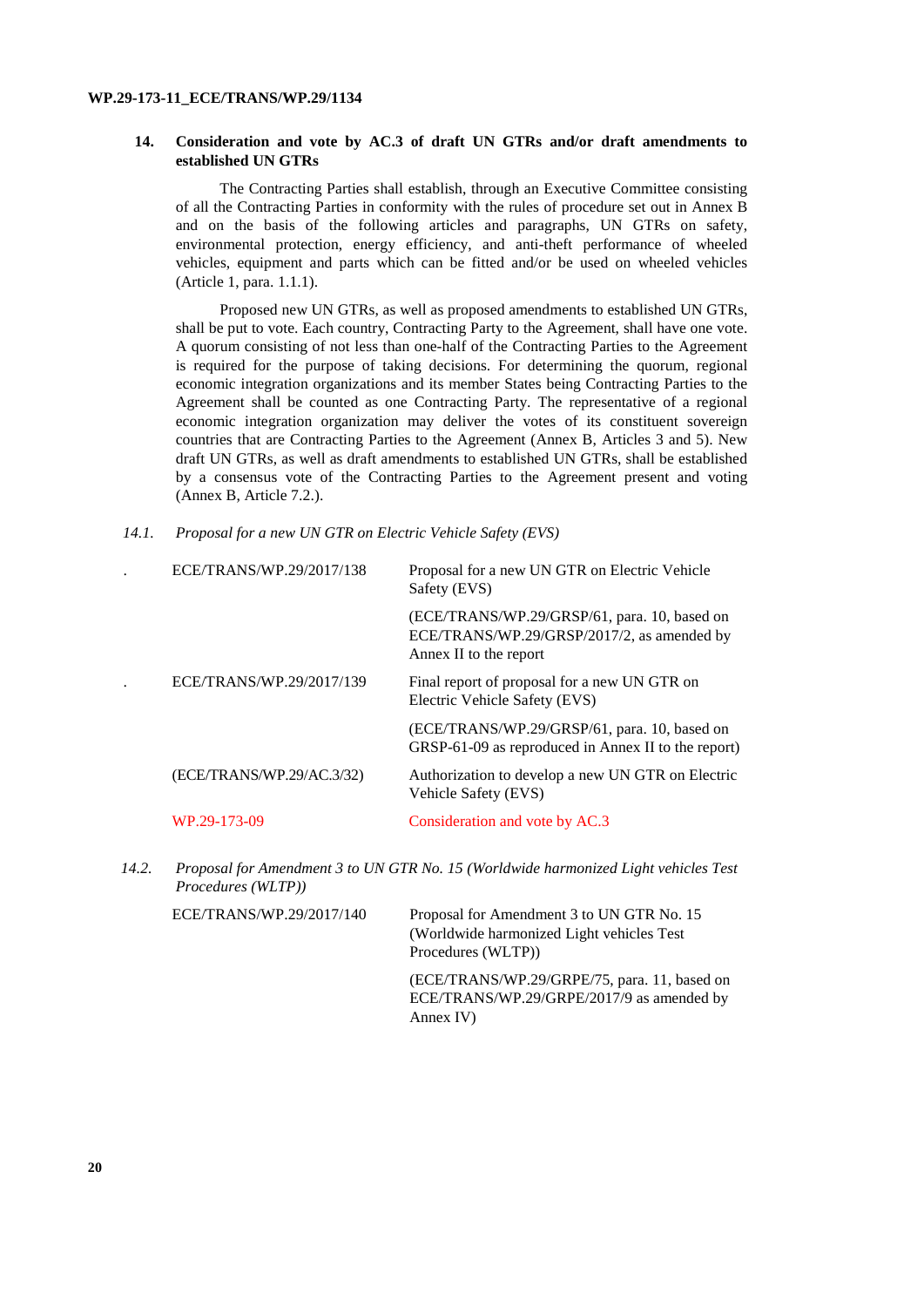## 14. Consideration and vote by AC.3 of draft UN GTRs and/or draft amendments to established UN GTRs

The Contracting Parties shall establish, through an Executive Committee consisting of all the Contracting Parties in conformity with the rules of procedure set out in Annex B and on the basis of the following articles and paragraphs, UN GTRs on safety, environmental protection, energy efficiency, and anti-theft performance of wheeled vehicles, equipment and parts which can be fitted and/or be used on wheeled vehicles (Article 1, para. 1.1.1).

Proposed new UN GTRs, as well as proposed amendments to established UN GTRs, shall be put to vote. Each country, Contracting Party to the Agreement, shall have one vote. A quorum consisting of not less than one-half of the Contracting Parties to the Agreement is required for the purpose of taking decisions. For determining the quorum, regional economic integration organizations and its member States being Contracting Parties to the Agreement shall be counted as one Contracting Party. The representative of a regional economic integration organization may deliver the votes of its constituent sovereign countries that are Contracting Parties to the Agreement (Annex B, Articles 3 and 5). New draft UN GTRs, as well as draft amendments to established UN GTRs, shall be established by a consensus vote of the Contracting Parties to the Agreement present and voting (Annex B, Article 7.2.).

*14.1. Proposal for a new UN GTR on Electric Vehicle Safety (EVS)*

| | |
|---|---|
| ECE/TRANS/WP.29/2017/138 | Proposal for a new UN GTR on Electric Vehicle Safety (EVS) (ECE/TRANS/WP.29/GRSP/61, para. 10, based on ECE/TRANS/WP.29/GRSP/2017/2, as amended by Annex II to the report |
| ECE/TRANS/WP.29/2017/139 | Final report of proposal for a new UN GTR on Electric Vehicle Safety (EVS) (ECE/TRANS/WP.29/GRSP/61, para. 10, based on GRSP-61-09 as reproduced in Annex II to the report) |
| (ECE/TRANS/WP.29/AC.3/32) | Authorization to develop a new UN GTR on Electric Vehicle Safety (EVS) |
| WP.29-173-09 | Consideration and vote by AC.3 |

*14.2. Proposal for Amendment 3 to UN GTR No. 15 (Worldwide harmonized Light vehicles Test Procedures (WLTP))*

| | |
|---|---|
| ECE/TRANS/WP.29/2017/140 | Proposal for Amendment 3 to UN GTR No. 15 (Worldwide harmonized Light vehicles Test Procedures (WLTP)) (ECE/TRANS/WP.29/GRPE/75, para. 11, based on ECE/TRANS/WP.29/GRPE/2017/9 as amended by Annex IV) |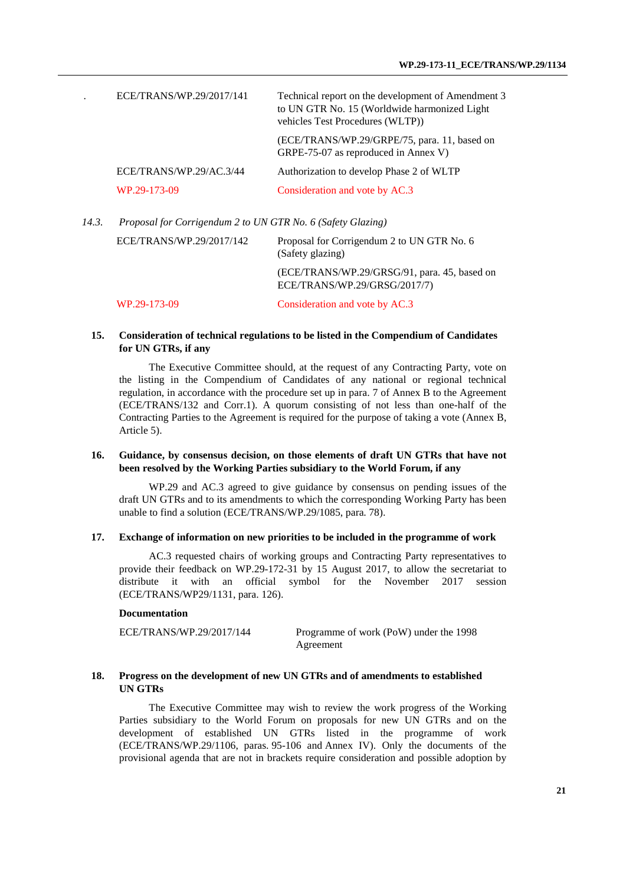| | |
|---|---|
| ECE/TRANS/WP.29/2017/141 | Technical report on the development of Amendment 3 to UN GTR No. 15 (Worldwide harmonized Light vehicles Test Procedures (WLTP)) |
| | (ECE/TRANS/WP.29/GRPE/75, para. 11, based on GRPE-75-07 as reproduced in Annex V) |
| ECE/TRANS/WP.29/AC.3/44 | Authorization to develop Phase 2 of WLTP |
| WP.29-173-09 | Consideration and vote by AC.3 |

*14.3. Proposal for Corrigendum 2 to UN GTR No. 6 (Safety Glazing)*

| | |
|---|---|
| ECE/TRANS/WP.29/2017/142 | Proposal for Corrigendum 2 to UN GTR No. 6 (Safety glazing) |
| | (ECE/TRANS/WP.29/GRSG/91, para. 45, based on ECE/TRANS/WP.29/GRSG/2017/7) |
| WP.29-173-09 | Consideration and vote by AC.3 |

## 15. Consideration of technical regulations to be listed in the Compendium of Candidates for UN GTRs, if any

The Executive Committee should, at the request of any Contracting Party, vote on the listing in the Compendium of Candidates of any national or regional technical regulation, in accordance with the procedure set up in para. 7 of Annex B to the Agreement (ECE/TRANS/132 and Corr.1). A quorum consisting of not less than one-half of the Contracting Parties to the Agreement is required for the purpose of taking a vote (Annex B, Article 5).

## 16. Guidance, by consensus decision, on those elements of draft UN GTRs that have not been resolved by the Working Parties subsidiary to the World Forum, if any

WP.29 and AC.3 agreed to give guidance by consensus on pending issues of the draft UN GTRs and to its amendments to which the corresponding Working Party has been unable to find a solution (ECE/TRANS/WP.29/1085, para. 78).

## 17. Exchange of information on new priorities to be included in the programme of work

AC.3 requested chairs of working groups and Contracting Party representatives to provide their feedback on WP.29-172-31 by 15 August 2017, to allow the secretariat to distribute it with an official symbol for the November 2017 session (ECE/TRANS/WP29/1131, para. 126).

**Documentation**

| | |
|---|---|
| ECE/TRANS/WP.29/2017/144 | Programme of work (PoW) under the 1998 Agreement |

## 18. Progress on the development of new UN GTRs and of amendments to established UN GTRs

The Executive Committee may wish to review the work progress of the Working Parties subsidiary to the World Forum on proposals for new UN GTRs and on the development of established UN GTRs listed in the programme of work (ECE/TRANS/WP.29/1106, paras. 95-106 and Annex IV). Only the documents of the provisional agenda that are not in brackets require consideration and possible adoption by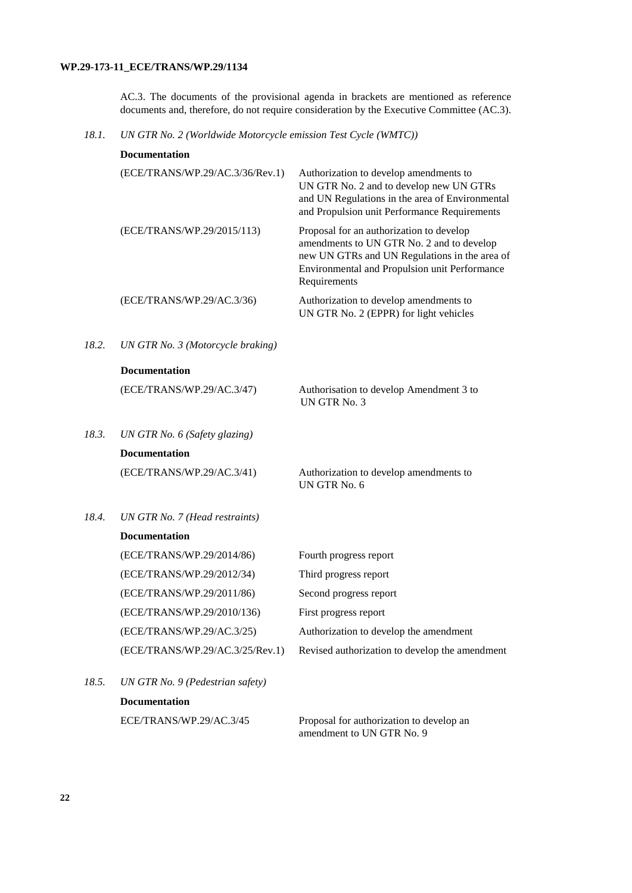AC.3. The documents of the provisional agenda in brackets are mentioned as reference documents and, therefore, do not require consideration by the Executive Committee (AC.3).

*18.1. UN GTR No. 2 (Worldwide Motorcycle emission Test Cycle (WMTC))*

**Documentation**

| | |
|---|---|
| (ECE/TRANS/WP.29/AC.3/36/Rev.1) | Authorization to develop amendments to UN GTR No. 2 and to develop new UN GTRs and UN Regulations in the area of Environmental and Propulsion unit Performance Requirements |
| (ECE/TRANS/WP.29/2015/113) | Proposal for an authorization to develop amendments to UN GTR No. 2 and to develop new UN GTRs and UN Regulations in the area of Environmental and Propulsion unit Performance Requirements |
| (ECE/TRANS/WP.29/AC.3/36) | Authorization to develop amendments to UN GTR No. 2 (EPPR) for light vehicles |

*18.2. UN GTR No. 3 (Motorcycle braking)*

**Documentation**

| | |
|---|---|
| (ECE/TRANS/WP.29/AC.3/47) | Authorisation to develop Amendment 3 to UN GTR No. 3 |

*18.3. UN GTR No. 6 (Safety glazing)*

**Documentation**

| | |
|---|---|
| (ECE/TRANS/WP.29/AC.3/41) | Authorization to develop amendments to UN GTR No. 6 |

*18.4. UN GTR No. 7 (Head restraints)*

**Documentation**

| | |
|---|---|
| (ECE/TRANS/WP.29/2014/86) | Fourth progress report |
| (ECE/TRANS/WP.29/2012/34) | Third progress report |
| (ECE/TRANS/WP.29/2011/86) | Second progress report |
| (ECE/TRANS/WP.29/2010/136) | First progress report |
| (ECE/TRANS/WP.29/AC.3/25) | Authorization to develop the amendment |
| (ECE/TRANS/WP.29/AC.3/25/Rev.1) | Revised authorization to develop the amendment |

*18.5. UN GTR No. 9 (Pedestrian safety)*

**Documentation**

| | |
|---|---|
| ECE/TRANS/WP.29/AC.3/45 | Proposal for authorization to develop an amendment to UN GTR No. 9 |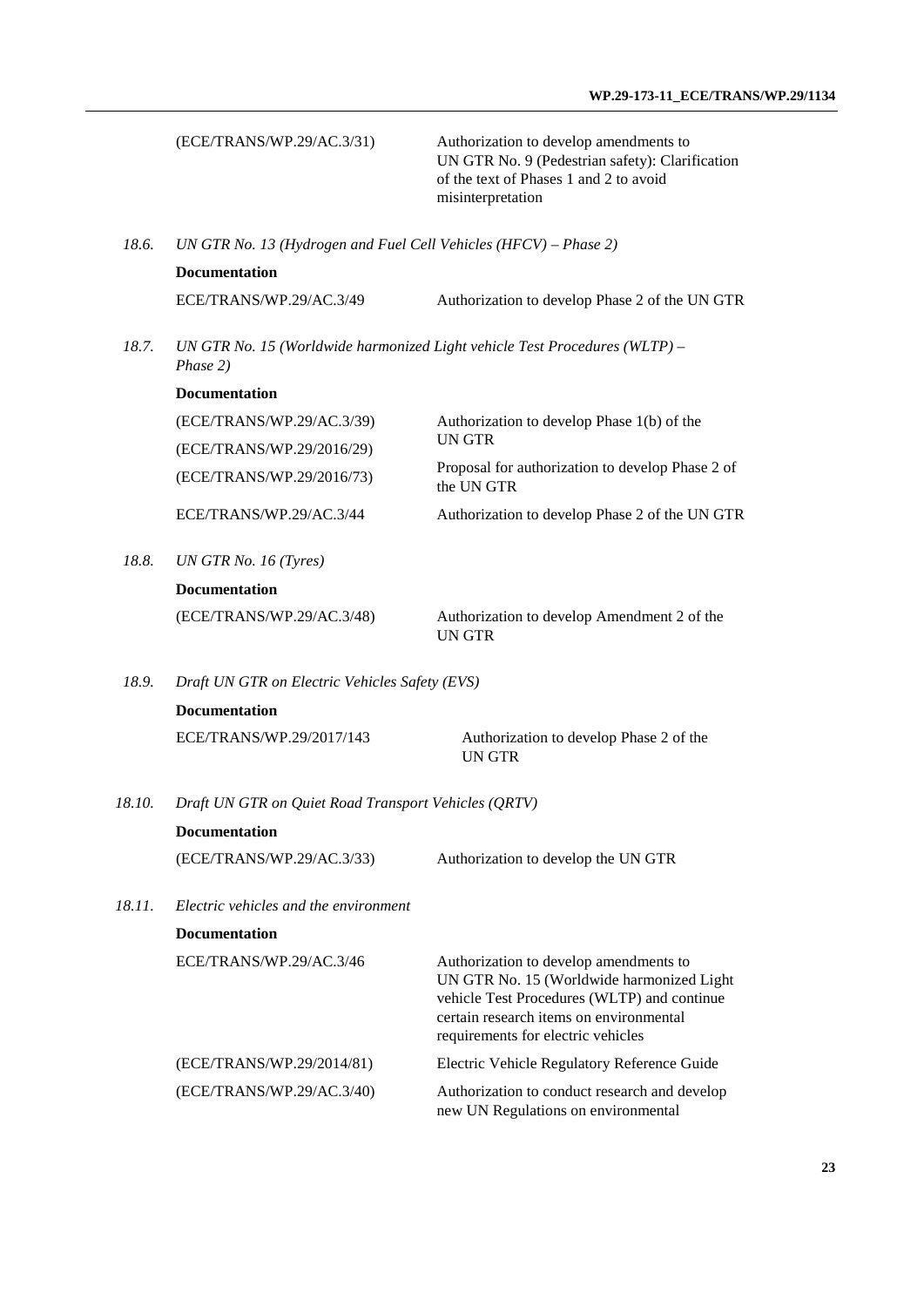| | |
|---|---|
| (ECE/TRANS/WP.29/AC.3/31) | Authorization to develop amendments to UN GTR No. 9 (Pedestrian safety): Clarification of the text of Phases 1 and 2 to avoid misinterpretation |

*18.6. UN GTR No. 13 (Hydrogen and Fuel Cell Vehicles (HFCV) – Phase 2)*

**Documentation**

| | |
|---|---|
| ECE/TRANS/WP.29/AC.3/49 | Authorization to develop Phase 2 of the UN GTR |

*18.7. UN GTR No. 15 (Worldwide harmonized Light vehicle Test Procedures (WLTP) – Phase 2)*

**Documentation**

| | |
|---|---|
| (ECE/TRANS/WP.29/AC.3/39) | Authorization to develop Phase 1(b) of the UN GTR |
| (ECE/TRANS/WP.29/2016/29) | |
| (ECE/TRANS/WP.29/2016/73) | Proposal for authorization to develop Phase 2 of the UN GTR |
| ECE/TRANS/WP.29/AC.3/44 | Authorization to develop Phase 2 of the UN GTR |

*18.8. UN GTR No. 16 (Tyres)*

**Documentation**

| | |
|---|---|
| (ECE/TRANS/WP.29/AC.3/48) | Authorization to develop Amendment 2 of the UN GTR |

*18.9. Draft UN GTR on Electric Vehicles Safety (EVS)*

**Documentation**

| | |
|---|---|
| ECE/TRANS/WP.29/2017/143 | Authorization to develop Phase 2 of the UN GTR |

*18.10. Draft UN GTR on Quiet Road Transport Vehicles (QRTV)*

**Documentation**

| | |
|---|---|
| (ECE/TRANS/WP.29/AC.3/33) | Authorization to develop the UN GTR |

*18.11. Electric vehicles and the environment*

**Documentation**

| | |
|---|---|
| ECE/TRANS/WP.29/AC.3/46 | Authorization to develop amendments to UN GTR No. 15 (Worldwide harmonized Light vehicle Test Procedures (WLTP) and continue certain research items on environmental requirements for electric vehicles |
| (ECE/TRANS/WP.29/2014/81) | Electric Vehicle Regulatory Reference Guide |
| (ECE/TRANS/WP.29/AC.3/40) | Authorization to conduct research and develop new UN Regulations on environmental |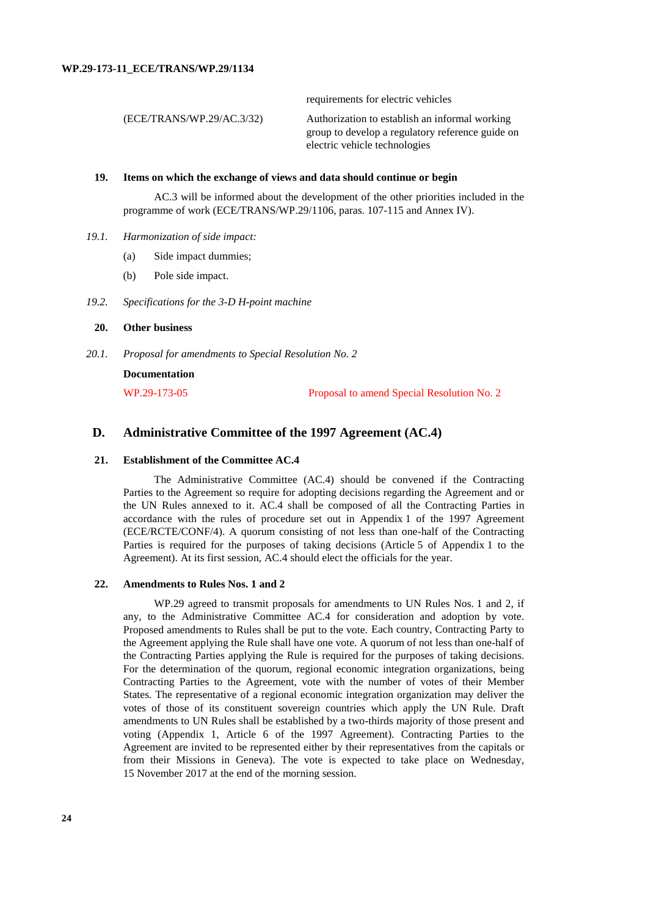| | requirements for electric vehicles |
|---|---|
| (ECE/TRANS/WP.29/AC.3/32) | Authorization to establish an informal working group to develop a regulatory reference guide on electric vehicle technologies |

### 19. Items on which the exchange of views and data should continue or begin

AC.3 will be informed about the development of the other priorities included in the programme of work (ECE/TRANS/WP.29/1106, paras. 107-115 and Annex IV).

*19.1. Harmonization of side impact:*

(a) Side impact dummies;

(b) Pole side impact.

*19.2. Specifications for the 3-D H-point machine*

### 20. Other business

*20.1. Proposal for amendments to Special Resolution No. 2*

**Documentation**

| | |
|---|---|
| WP.29-173-05 | Proposal to amend Special Resolution No. 2 |

## D. Administrative Committee of the 1997 Agreement (AC.4)

### 21. Establishment of the Committee AC.4

The Administrative Committee (AC.4) should be convened if the Contracting Parties to the Agreement so require for adopting decisions regarding the Agreement and or the UN Rules annexed to it. AC.4 shall be composed of all the Contracting Parties in accordance with the rules of procedure set out in Appendix 1 of the 1997 Agreement (ECE/RCTE/CONF/4). A quorum consisting of not less than one-half of the Contracting Parties is required for the purposes of taking decisions (Article 5 of Appendix 1 to the Agreement). At its first session, AC.4 should elect the officials for the year.

### 22. Amendments to Rules Nos. 1 and 2

WP.29 agreed to transmit proposals for amendments to UN Rules Nos. 1 and 2, if any, to the Administrative Committee AC.4 for consideration and adoption by vote. Proposed amendments to Rules shall be put to the vote. Each country, Contracting Party to the Agreement applying the Rule shall have one vote. A quorum of not less than one-half of the Contracting Parties applying the Rule is required for the purposes of taking decisions. For the determination of the quorum, regional economic integration organizations, being Contracting Parties to the Agreement, vote with the number of votes of their Member States. The representative of a regional economic integration organization may deliver the votes of those of its constituent sovereign countries which apply the UN Rule. Draft amendments to UN Rules shall be established by a two-thirds majority of those present and voting (Appendix 1, Article 6 of the 1997 Agreement). Contracting Parties to the Agreement are invited to be represented either by their representatives from the capitals or from their Missions in Geneva). The vote is expected to take place on Wednesday, 15 November 2017 at the end of the morning session.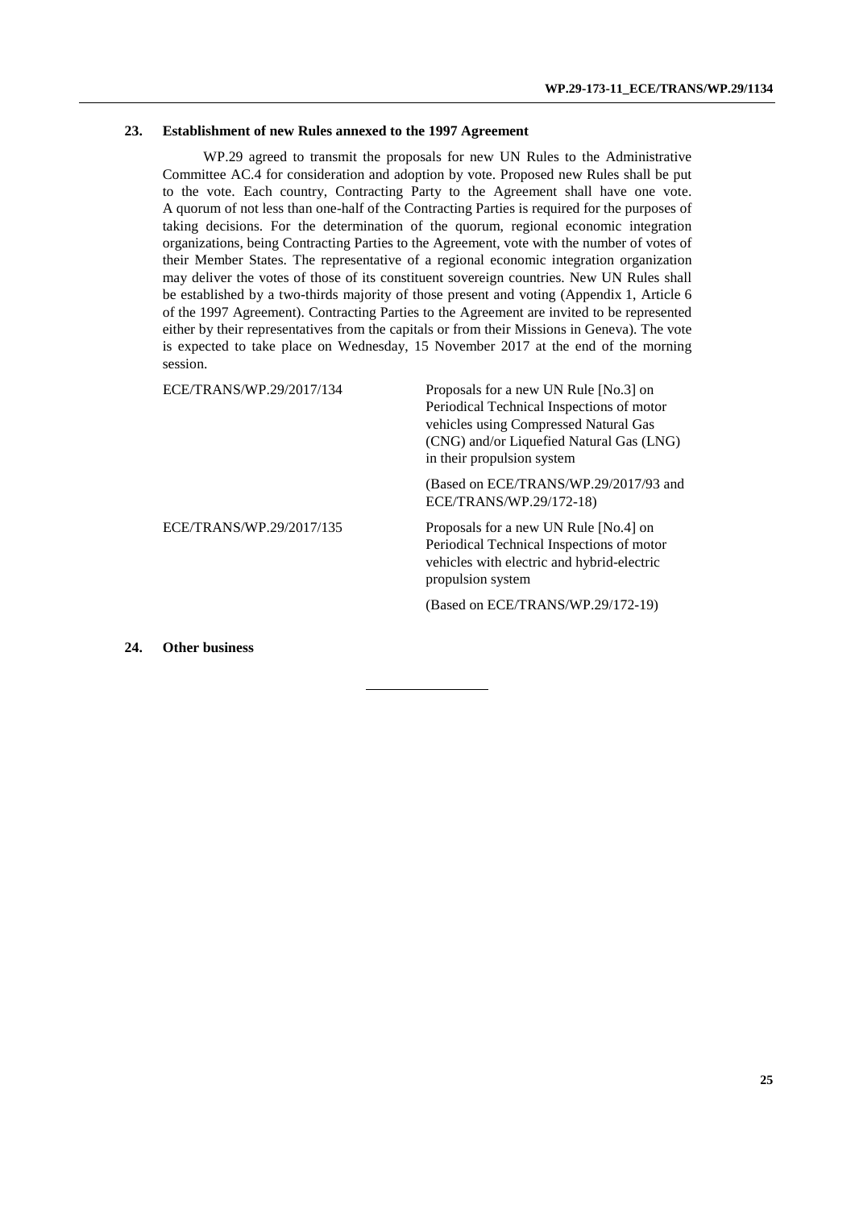## 23. Establishment of new Rules annexed to the 1997 Agreement

WP.29 agreed to transmit the proposals for new UN Rules to the Administrative Committee AC.4 for consideration and adoption by vote. Proposed new Rules shall be put to the vote. Each country, Contracting Party to the Agreement shall have one vote. A quorum of not less than one-half of the Contracting Parties is required for the purposes of taking decisions. For the determination of the quorum, regional economic integration organizations, being Contracting Parties to the Agreement, vote with the number of votes of their Member States. The representative of a regional economic integration organization may deliver the votes of those of its constituent sovereign countries. New UN Rules shall be established by a two-thirds majority of those present and voting (Appendix 1, Article 6 of the 1997 Agreement). Contracting Parties to the Agreement are invited to be represented either by their representatives from the capitals or from their Missions in Geneva). The vote is expected to take place on Wednesday, 15 November 2017 at the end of the morning session.

| | |
|---|---|
| ECE/TRANS/WP.29/2017/134 | Proposals for a new UN Rule [No.3] on Periodical Technical Inspections of motor vehicles using Compressed Natural Gas (CNG) and/or Liquefied Natural Gas (LNG) in their propulsion system<br><br>(Based on ECE/TRANS/WP.29/2017/93 and ECE/TRANS/WP.29/172-18) |
| ECE/TRANS/WP.29/2017/135 | Proposals for a new UN Rule [No.4] on Periodical Technical Inspections of motor vehicles with electric and hybrid-electric propulsion system<br><br>(Based on ECE/TRANS/WP.29/172-19) |

## 24. Other business